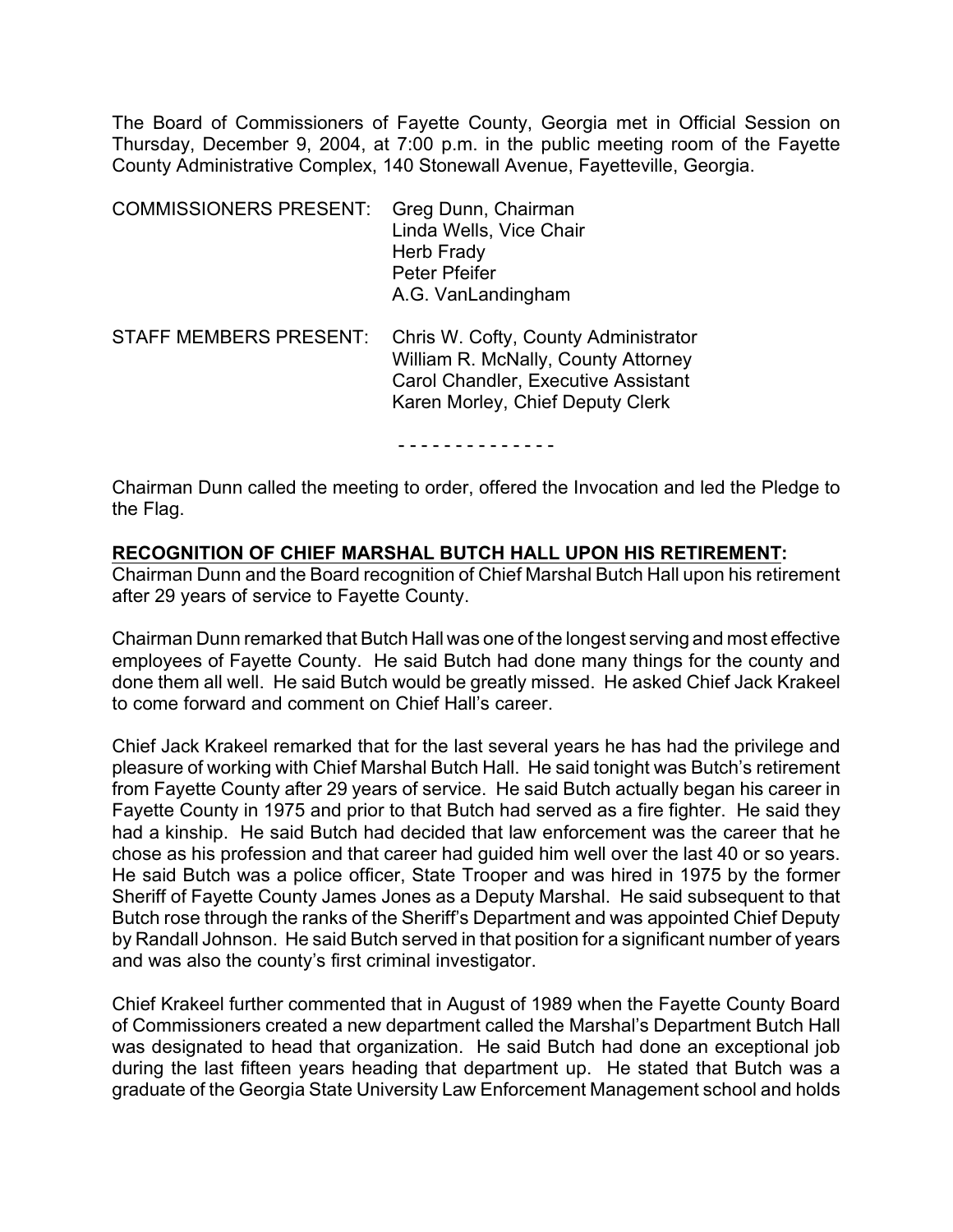The Board of Commissioners of Fayette County, Georgia met in Official Session on Thursday, December 9, 2004, at 7:00 p.m. in the public meeting room of the Fayette County Administrative Complex, 140 Stonewall Avenue, Fayetteville, Georgia.

| | |
|---|---|
| COMMISSIONERS PRESENT: | Greg Dunn, Chairman<br>Linda Wells, Vice Chair<br>Herb Frady<br>Peter Pfeifer<br>A.G. VanLandingham |
| STAFF MEMBERS PRESENT: | Chris W. Cofty, County Administrator<br>William R. McNally, County Attorney<br>Carol Chandler, Executive Assistant<br>Karen Morley, Chief Deputy Clerk |

- - - - - - - - - - - - - -

Chairman Dunn called the meeting to order, offered the Invocation and led the Pledge to the Flag.

**RECOGNITION OF CHIEF MARSHAL BUTCH HALL UPON HIS RETIREMENT:**
Chairman Dunn and the Board recognition of Chief Marshal Butch Hall upon his retirement after 29 years of service to Fayette County.

Chairman Dunn remarked that Butch Hall was one of the longest serving and most effective employees of Fayette County. He said Butch had done many things for the county and done them all well. He said Butch would be greatly missed. He asked Chief Jack Krakeel to come forward and comment on Chief Hall's career.

Chief Jack Krakeel remarked that for the last several years he has had the privilege and pleasure of working with Chief Marshal Butch Hall. He said tonight was Butch's retirement from Fayette County after 29 years of service. He said Butch actually began his career in Fayette County in 1975 and prior to that Butch had served as a fire fighter. He said they had a kinship. He said Butch had decided that law enforcement was the career that he chose as his profession and that career had guided him well over the last 40 or so years. He said Butch was a police officer, State Trooper and was hired in 1975 by the former Sheriff of Fayette County James Jones as a Deputy Marshal. He said subsequent to that Butch rose through the ranks of the Sheriff's Department and was appointed Chief Deputy by Randall Johnson. He said Butch served in that position for a significant number of years and was also the county's first criminal investigator.

Chief Krakeel further commented that in August of 1989 when the Fayette County Board of Commissioners created a new department called the Marshal's Department Butch Hall was designated to head that organization. He said Butch had done an exceptional job during the last fifteen years heading that department up. He stated that Butch was a graduate of the Georgia State University Law Enforcement Management school and holds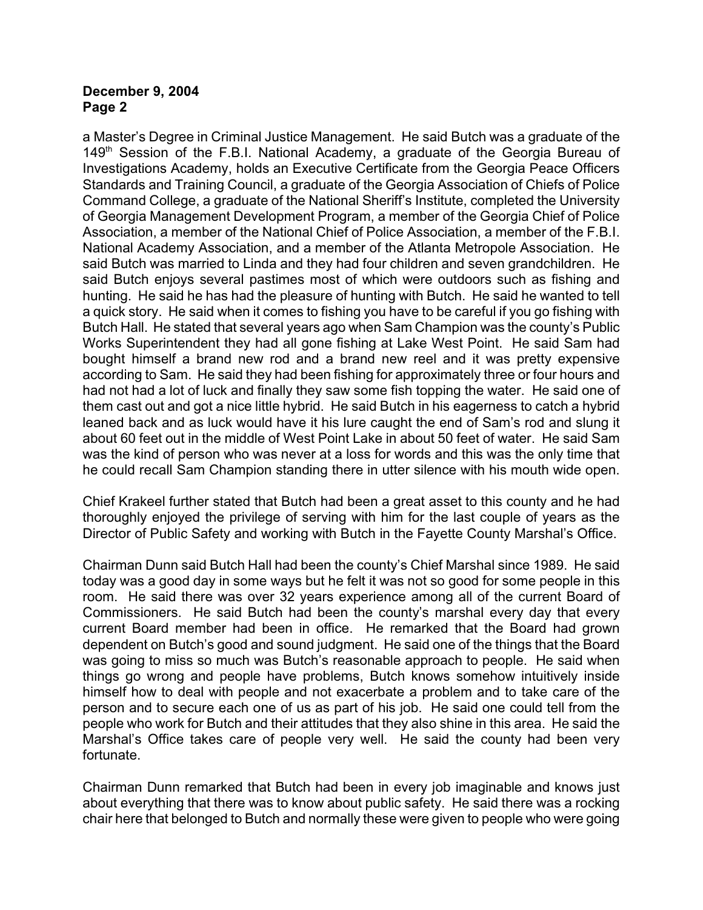a Master's Degree in Criminal Justice Management. He said Butch was a graduate of the 149th Session of the F.B.I. National Academy, a graduate of the Georgia Bureau of Investigations Academy, holds an Executive Certificate from the Georgia Peace Officers Standards and Training Council, a graduate of the Georgia Association of Chiefs of Police Command College, a graduate of the National Sheriff's Institute, completed the University of Georgia Management Development Program, a member of the Georgia Chief of Police Association, a member of the National Chief of Police Association, a member of the F.B.I. National Academy Association, and a member of the Atlanta Metropole Association. He said Butch was married to Linda and they had four children and seven grandchildren. He said Butch enjoys several pastimes most of which were outdoors such as fishing and hunting. He said he has had the pleasure of hunting with Butch. He said he wanted to tell a quick story. He said when it comes to fishing you have to be careful if you go fishing with Butch Hall. He stated that several years ago when Sam Champion was the county's Public Works Superintendent they had all gone fishing at Lake West Point. He said Sam had bought himself a brand new rod and a brand new reel and it was pretty expensive according to Sam. He said they had been fishing for approximately three or four hours and had not had a lot of luck and finally they saw some fish topping the water. He said one of them cast out and got a nice little hybrid. He said Butch in his eagerness to catch a hybrid leaned back and as luck would have it his lure caught the end of Sam's rod and slung it about 60 feet out in the middle of West Point Lake in about 50 feet of water. He said Sam was the kind of person who was never at a loss for words and this was the only time that he could recall Sam Champion standing there in utter silence with his mouth wide open.

Chief Krakeel further stated that Butch had been a great asset to this county and he had thoroughly enjoyed the privilege of serving with him for the last couple of years as the Director of Public Safety and working with Butch in the Fayette County Marshal's Office.

Chairman Dunn said Butch Hall had been the county's Chief Marshal since 1989. He said today was a good day in some ways but he felt it was not so good for some people in this room. He said there was over 32 years experience among all of the current Board of Commissioners. He said Butch had been the county's marshal every day that every current Board member had been in office. He remarked that the Board had grown dependent on Butch's good and sound judgment. He said one of the things that the Board was going to miss so much was Butch's reasonable approach to people. He said when things go wrong and people have problems, Butch knows somehow intuitively inside himself how to deal with people and not exacerbate a problem and to take care of the person and to secure each one of us as part of his job. He said one could tell from the people who work for Butch and their attitudes that they also shine in this area. He said the Marshal's Office takes care of people very well. He said the county had been very fortunate.

Chairman Dunn remarked that Butch had been in every job imaginable and knows just about everything that there was to know about public safety. He said there was a rocking chair here that belonged to Butch and normally these were given to people who were going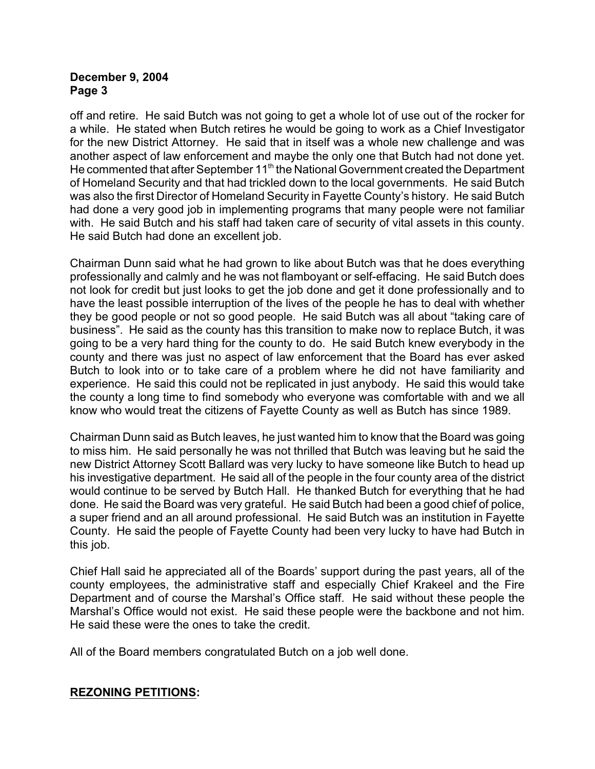off and retire. He said Butch was not going to get a whole lot of use out of the rocker for a while. He stated when Butch retires he would be going to work as a Chief Investigator for the new District Attorney. He said that in itself was a whole new challenge and was another aspect of law enforcement and maybe the only one that Butch had not done yet. He commented that after September 11th the National Government created the Department of Homeland Security and that had trickled down to the local governments. He said Butch was also the first Director of Homeland Security in Fayette County's history. He said Butch had done a very good job in implementing programs that many people were not familiar with. He said Butch and his staff had taken care of security of vital assets in this county. He said Butch had done an excellent job.

Chairman Dunn said what he had grown to like about Butch was that he does everything professionally and calmly and he was not flamboyant or self-effacing. He said Butch does not look for credit but just looks to get the job done and get it done professionally and to have the least possible interruption of the lives of the people he has to deal with whether they be good people or not so good people. He said Butch was all about "taking care of business". He said as the county has this transition to make now to replace Butch, it was going to be a very hard thing for the county to do. He said Butch knew everybody in the county and there was just no aspect of law enforcement that the Board has ever asked Butch to look into or to take care of a problem where he did not have familiarity and experience. He said this could not be replicated in just anybody. He said this would take the county a long time to find somebody who everyone was comfortable with and we all know who would treat the citizens of Fayette County as well as Butch has since 1989.

Chairman Dunn said as Butch leaves, he just wanted him to know that the Board was going to miss him. He said personally he was not thrilled that Butch was leaving but he said the new District Attorney Scott Ballard was very lucky to have someone like Butch to head up his investigative department. He said all of the people in the four county area of the district would continue to be served by Butch Hall. He thanked Butch for everything that he had done. He said the Board was very grateful. He said Butch had been a good chief of police, a super friend and an all around professional. He said Butch was an institution in Fayette County. He said the people of Fayette County had been very lucky to have had Butch in this job.

Chief Hall said he appreciated all of the Boards' support during the past years, all of the county employees, the administrative staff and especially Chief Krakeel and the Fire Department and of course the Marshal's Office staff. He said without these people the Marshal's Office would not exist. He said these people were the backbone and not him. He said these were the ones to take the credit.

All of the Board members congratulated Butch on a job well done.

## REZONING PETITIONS: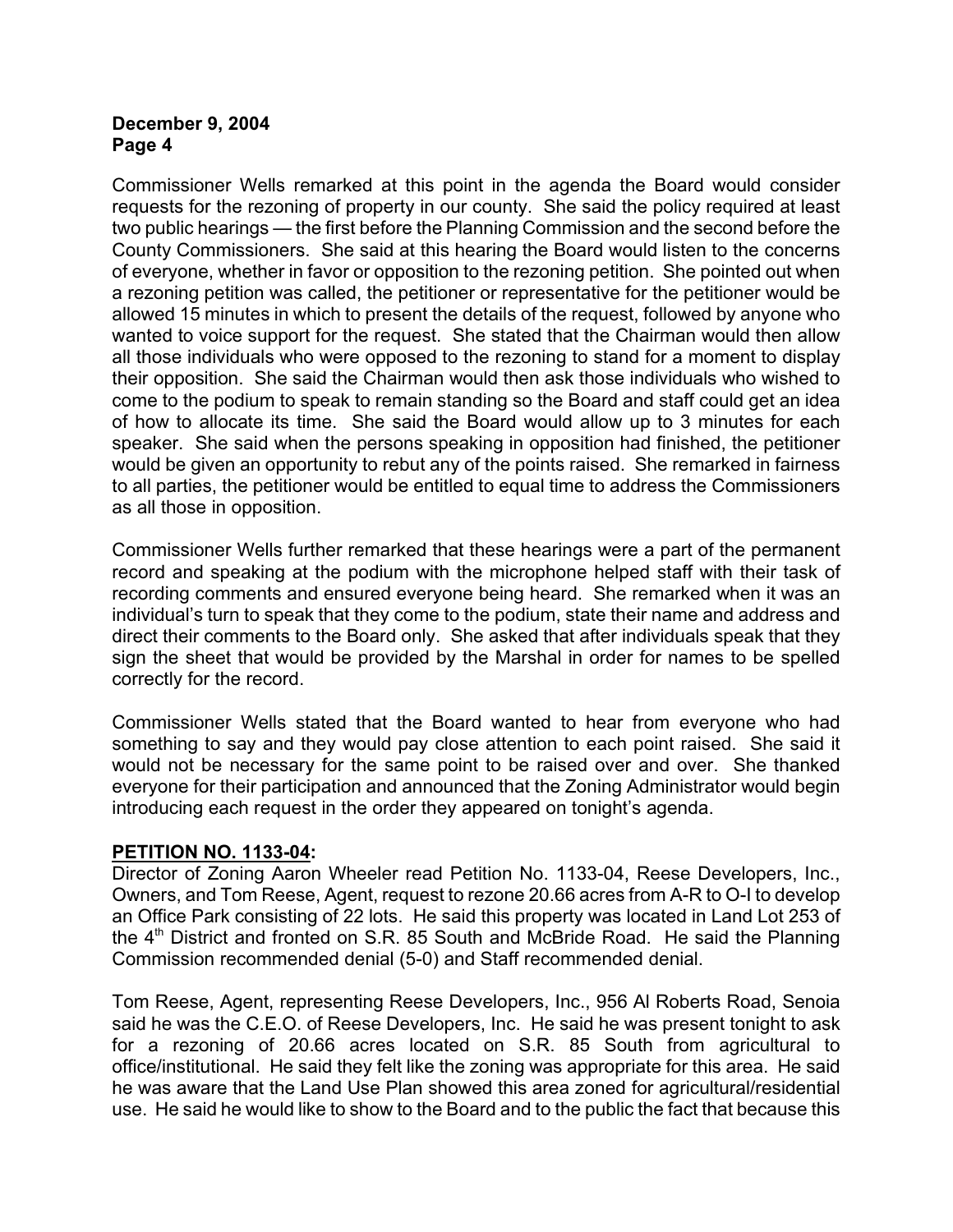Commissioner Wells remarked at this point in the agenda the Board would consider requests for the rezoning of property in our county. She said the policy required at least two public hearings — the first before the Planning Commission and the second before the County Commissioners. She said at this hearing the Board would listen to the concerns of everyone, whether in favor or opposition to the rezoning petition. She pointed out when a rezoning petition was called, the petitioner or representative for the petitioner would be allowed 15 minutes in which to present the details of the request, followed by anyone who wanted to voice support for the request. She stated that the Chairman would then allow all those individuals who were opposed to the rezoning to stand for a moment to display their opposition. She said the Chairman would then ask those individuals who wished to come to the podium to speak to remain standing so the Board and staff could get an idea of how to allocate its time. She said the Board would allow up to 3 minutes for each speaker. She said when the persons speaking in opposition had finished, the petitioner would be given an opportunity to rebut any of the points raised. She remarked in fairness to all parties, the petitioner would be entitled to equal time to address the Commissioners as all those in opposition.

Commissioner Wells further remarked that these hearings were a part of the permanent record and speaking at the podium with the microphone helped staff with their task of recording comments and ensured everyone being heard. She remarked when it was an individual's turn to speak that they come to the podium, state their name and address and direct their comments to the Board only. She asked that after individuals speak that they sign the sheet that would be provided by the Marshal in order for names to be spelled correctly for the record.

Commissioner Wells stated that the Board wanted to hear from everyone who had something to say and they would pay close attention to each point raised. She said it would not be necessary for the same point to be raised over and over. She thanked everyone for their participation and announced that the Zoning Administrator would begin introducing each request in the order they appeared on tonight's agenda.

**PETITION NO. 1133-04:**

Director of Zoning Aaron Wheeler read Petition No. 1133-04, Reese Developers, Inc., Owners, and Tom Reese, Agent, request to rezone 20.66 acres from A-R to O-I to develop an Office Park consisting of 22 lots. He said this property was located in Land Lot 253 of the 4th District and fronted on S.R. 85 South and McBride Road. He said the Planning Commission recommended denial (5-0) and Staff recommended denial.

Tom Reese, Agent, representing Reese Developers, Inc., 956 Al Roberts Road, Senoia said he was the C.E.O. of Reese Developers, Inc. He said he was present tonight to ask for a rezoning of 20.66 acres located on S.R. 85 South from agricultural to office/institutional. He said they felt like the zoning was appropriate for this area. He said he was aware that the Land Use Plan showed this area zoned for agricultural/residential use. He said he would like to show to the Board and to the public the fact that because this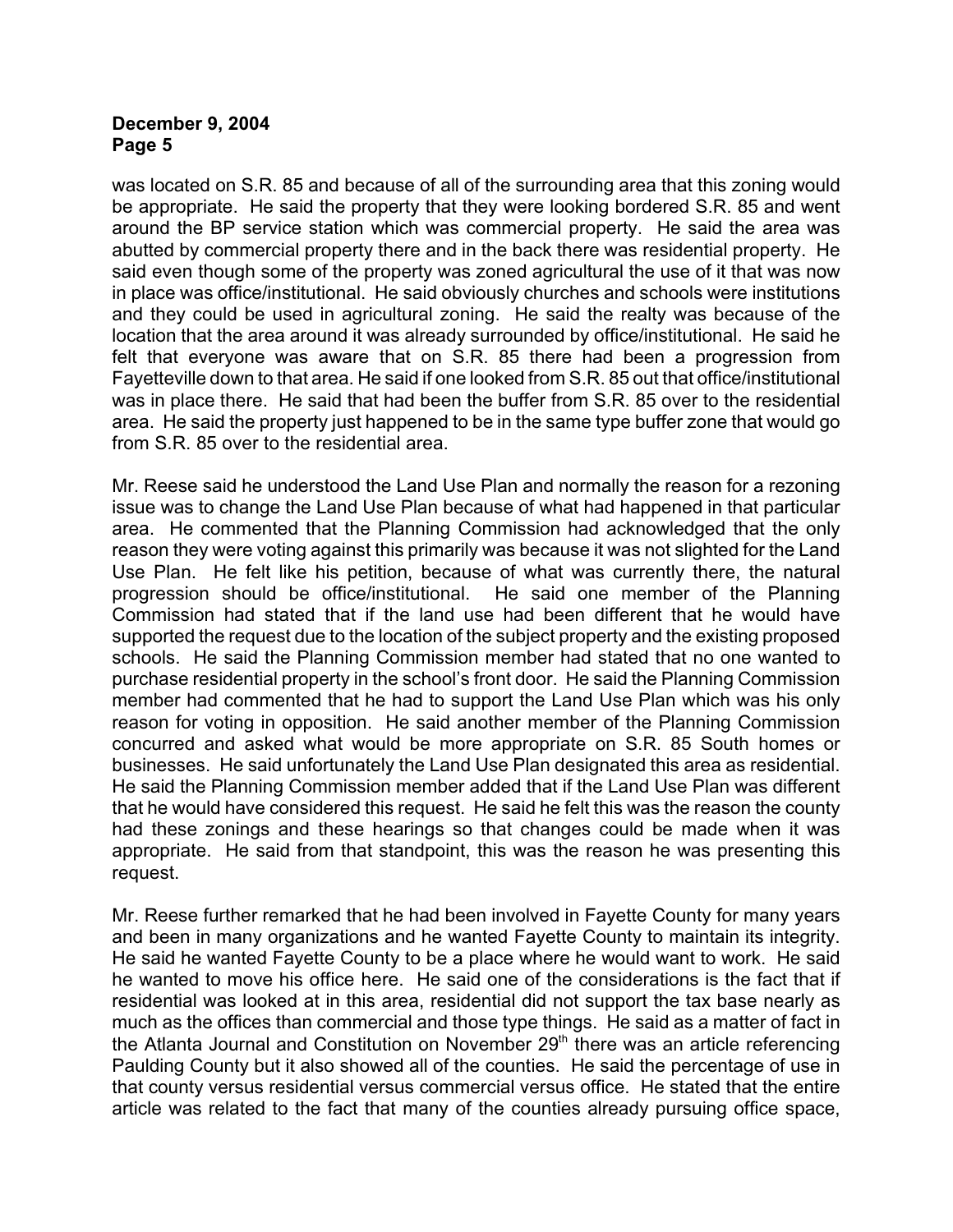was located on S.R. 85 and because of all of the surrounding area that this zoning would be appropriate. He said the property that they were looking bordered S.R. 85 and went around the BP service station which was commercial property. He said the area was abutted by commercial property there and in the back there was residential property. He said even though some of the property was zoned agricultural the use of it that was now in place was office/institutional. He said obviously churches and schools were institutions and they could be used in agricultural zoning. He said the realty was because of the location that the area around it was already surrounded by office/institutional. He said he felt that everyone was aware that on S.R. 85 there had been a progression from Fayetteville down to that area. He said if one looked from S.R. 85 out that office/institutional was in place there. He said that had been the buffer from S.R. 85 over to the residential area. He said the property just happened to be in the same type buffer zone that would go from S.R. 85 over to the residential area.

Mr. Reese said he understood the Land Use Plan and normally the reason for a rezoning issue was to change the Land Use Plan because of what had happened in that particular area. He commented that the Planning Commission had acknowledged that the only reason they were voting against this primarily was because it was not slighted for the Land Use Plan. He felt like his petition, because of what was currently there, the natural progression should be office/institutional. He said one member of the Planning Commission had stated that if the land use had been different that he would have supported the request due to the location of the subject property and the existing proposed schools. He said the Planning Commission member had stated that no one wanted to purchase residential property in the school's front door. He said the Planning Commission member had commented that he had to support the Land Use Plan which was his only reason for voting in opposition. He said another member of the Planning Commission concurred and asked what would be more appropriate on S.R. 85 South homes or businesses. He said unfortunately the Land Use Plan designated this area as residential. He said the Planning Commission member added that if the Land Use Plan was different that he would have considered this request. He said he felt this was the reason the county had these zonings and these hearings so that changes could be made when it was appropriate. He said from that standpoint, this was the reason he was presenting this request.

Mr. Reese further remarked that he had been involved in Fayette County for many years and been in many organizations and he wanted Fayette County to maintain its integrity. He said he wanted Fayette County to be a place where he would want to work. He said he wanted to move his office here. He said one of the considerations is the fact that if residential was looked at in this area, residential did not support the tax base nearly as much as the offices than commercial and those type things. He said as a matter of fact in the Atlanta Journal and Constitution on November 29th there was an article referencing Paulding County but it also showed all of the counties. He said the percentage of use in that county versus residential versus commercial versus office. He stated that the entire article was related to the fact that many of the counties already pursuing office space,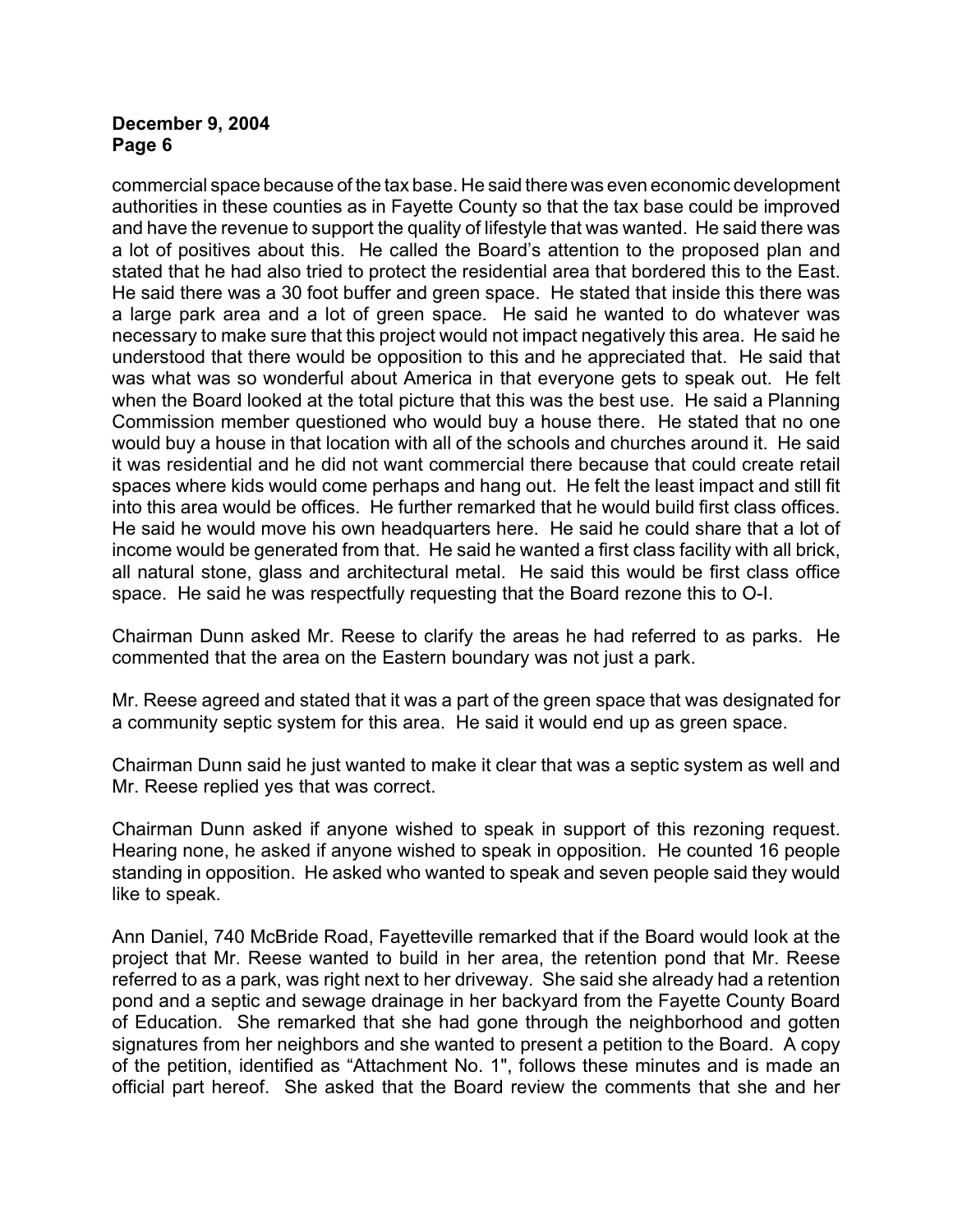commercial space because of the tax base. He said there was even economic development authorities in these counties as in Fayette County so that the tax base could be improved and have the revenue to support the quality of lifestyle that was wanted. He said there was a lot of positives about this. He called the Board's attention to the proposed plan and stated that he had also tried to protect the residential area that bordered this to the East. He said there was a 30 foot buffer and green space. He stated that inside this there was a large park area and a lot of green space. He said he wanted to do whatever was necessary to make sure that this project would not impact negatively this area. He said he understood that there would be opposition to this and he appreciated that. He said that was what was so wonderful about America in that everyone gets to speak out. He felt when the Board looked at the total picture that this was the best use. He said a Planning Commission member questioned who would buy a house there. He stated that no one would buy a house in that location with all of the schools and churches around it. He said it was residential and he did not want commercial there because that could create retail spaces where kids would come perhaps and hang out. He felt the least impact and still fit into this area would be offices. He further remarked that he would build first class offices. He said he would move his own headquarters here. He said he could share that a lot of income would be generated from that. He said he wanted a first class facility with all brick, all natural stone, glass and architectural metal. He said this would be first class office space. He said he was respectfully requesting that the Board rezone this to O-I.

Chairman Dunn asked Mr. Reese to clarify the areas he had referred to as parks. He commented that the area on the Eastern boundary was not just a park.

Mr. Reese agreed and stated that it was a part of the green space that was designated for a community septic system for this area. He said it would end up as green space.

Chairman Dunn said he just wanted to make it clear that was a septic system as well and Mr. Reese replied yes that was correct.

Chairman Dunn asked if anyone wished to speak in support of this rezoning request. Hearing none, he asked if anyone wished to speak in opposition. He counted 16 people standing in opposition. He asked who wanted to speak and seven people said they would like to speak.

Ann Daniel, 740 McBride Road, Fayetteville remarked that if the Board would look at the project that Mr. Reese wanted to build in her area, the retention pond that Mr. Reese referred to as a park, was right next to her driveway. She said she already had a retention pond and a septic and sewage drainage in her backyard from the Fayette County Board of Education. She remarked that she had gone through the neighborhood and gotten signatures from her neighbors and she wanted to present a petition to the Board. A copy of the petition, identified as "Attachment No. 1", follows these minutes and is made an official part hereof. She asked that the Board review the comments that she and her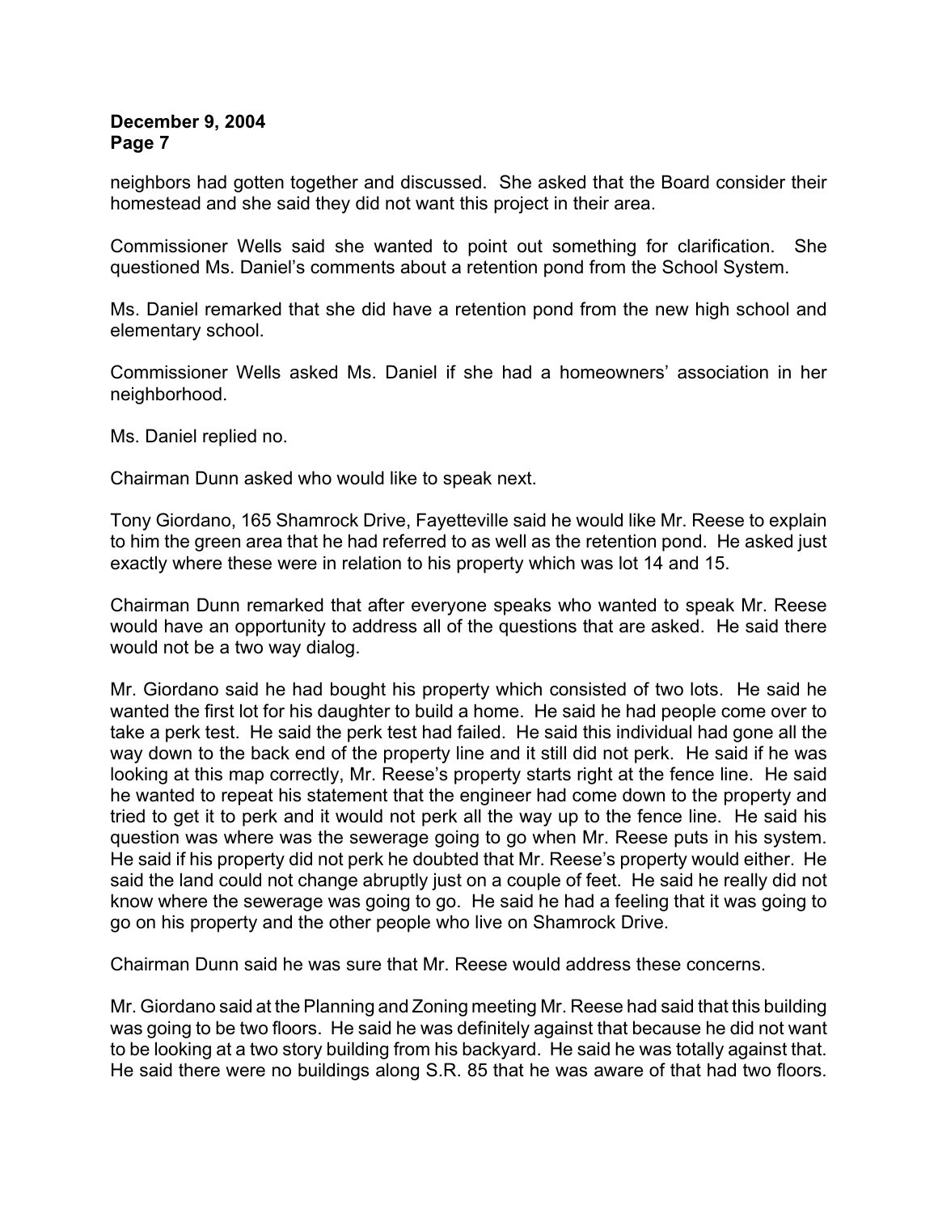neighbors had gotten together and discussed. She asked that the Board consider their homestead and she said they did not want this project in their area.

Commissioner Wells said she wanted to point out something for clarification. She questioned Ms. Daniel's comments about a retention pond from the School System.

Ms. Daniel remarked that she did have a retention pond from the new high school and elementary school.

Commissioner Wells asked Ms. Daniel if she had a homeowners' association in her neighborhood.

Ms. Daniel replied no.

Chairman Dunn asked who would like to speak next.

Tony Giordano, 165 Shamrock Drive, Fayetteville said he would like Mr. Reese to explain to him the green area that he had referred to as well as the retention pond. He asked just exactly where these were in relation to his property which was lot 14 and 15.

Chairman Dunn remarked that after everyone speaks who wanted to speak Mr. Reese would have an opportunity to address all of the questions that are asked. He said there would not be a two way dialog.

Mr. Giordano said he had bought his property which consisted of two lots. He said he wanted the first lot for his daughter to build a home. He said he had people come over to take a perk test. He said the perk test had failed. He said this individual had gone all the way down to the back end of the property line and it still did not perk. He said if he was looking at this map correctly, Mr. Reese's property starts right at the fence line. He said he wanted to repeat his statement that the engineer had come down to the property and tried to get it to perk and it would not perk all the way up to the fence line. He said his question was where was the sewerage going to go when Mr. Reese puts in his system. He said if his property did not perk he doubted that Mr. Reese's property would either. He said the land could not change abruptly just on a couple of feet. He said he really did not know where the sewerage was going to go. He said he had a feeling that it was going to go on his property and the other people who live on Shamrock Drive.

Chairman Dunn said he was sure that Mr. Reese would address these concerns.

Mr. Giordano said at the Planning and Zoning meeting Mr. Reese had said that this building was going to be two floors. He said he was definitely against that because he did not want to be looking at a two story building from his backyard. He said he was totally against that. He said there were no buildings along S.R. 85 that he was aware of that had two floors.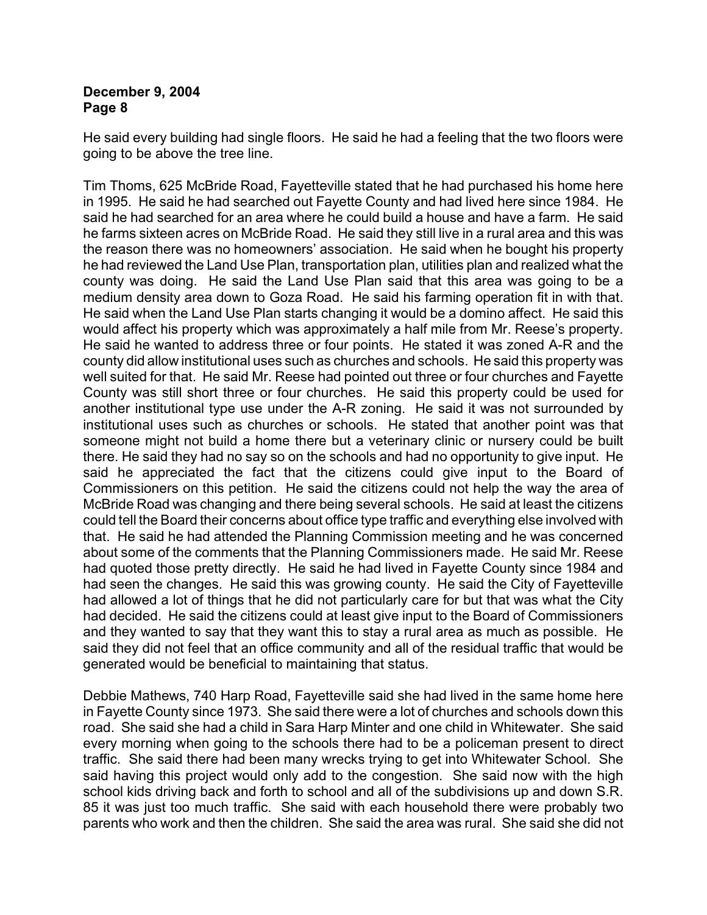He said every building had single floors. He said he had a feeling that the two floors were going to be above the tree line.

Tim Thoms, 625 McBride Road, Fayetteville stated that he had purchased his home here in 1995. He said he had searched out Fayette County and had lived here since 1984. He said he had searched for an area where he could build a house and have a farm. He said he farms sixteen acres on McBride Road. He said they still live in a rural area and this was the reason there was no homeowners' association. He said when he bought his property he had reviewed the Land Use Plan, transportation plan, utilities plan and realized what the county was doing. He said the Land Use Plan said that this area was going to be a medium density area down to Goza Road. He said his farming operation fit in with that. He said when the Land Use Plan starts changing it would be a domino affect. He said this would affect his property which was approximately a half mile from Mr. Reese's property. He said he wanted to address three or four points. He stated it was zoned A-R and the county did allow institutional uses such as churches and schools. He said this property was well suited for that. He said Mr. Reese had pointed out three or four churches and Fayette County was still short three or four churches. He said this property could be used for another institutional type use under the A-R zoning. He said it was not surrounded by institutional uses such as churches or schools. He stated that another point was that someone might not build a home there but a veterinary clinic or nursery could be built there. He said they had no say so on the schools and had no opportunity to give input. He said he appreciated the fact that the citizens could give input to the Board of Commissioners on this petition. He said the citizens could not help the way the area of McBride Road was changing and there being several schools. He said at least the citizens could tell the Board their concerns about office type traffic and everything else involved with that. He said he had attended the Planning Commission meeting and he was concerned about some of the comments that the Planning Commissioners made. He said Mr. Reese had quoted those pretty directly. He said he had lived in Fayette County since 1984 and had seen the changes. He said this was growing county. He said the City of Fayetteville had allowed a lot of things that he did not particularly care for but that was what the City had decided. He said the citizens could at least give input to the Board of Commissioners and they wanted to say that they want this to stay a rural area as much as possible. He said they did not feel that an office community and all of the residual traffic that would be generated would be beneficial to maintaining that status.

Debbie Mathews, 740 Harp Road, Fayetteville said she had lived in the same home here in Fayette County since 1973. She said there were a lot of churches and schools down this road. She said she had a child in Sara Harp Minter and one child in Whitewater. She said every morning when going to the schools there had to be a policeman present to direct traffic. She said there had been many wrecks trying to get into Whitewater School. She said having this project would only add to the congestion. She said now with the high school kids driving back and forth to school and all of the subdivisions up and down S.R. 85 it was just too much traffic. She said with each household there were probably two parents who work and then the children. She said the area was rural. She said she did not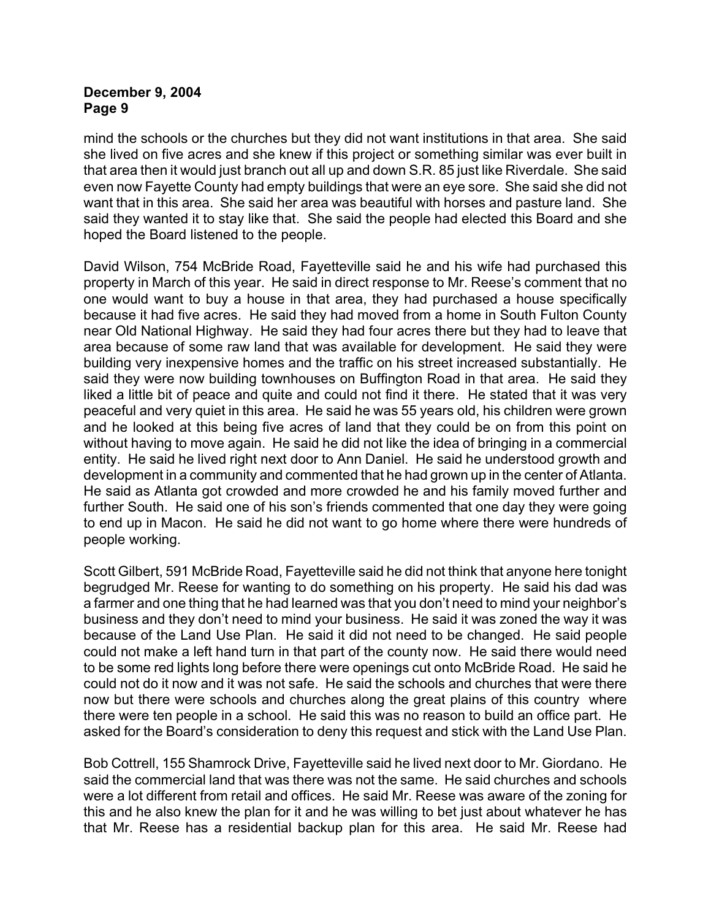mind the schools or the churches but they did not want institutions in that area. She said she lived on five acres and she knew if this project or something similar was ever built in that area then it would just branch out all up and down S.R. 85 just like Riverdale. She said even now Fayette County had empty buildings that were an eye sore. She said she did not want that in this area. She said her area was beautiful with horses and pasture land. She said they wanted it to stay like that. She said the people had elected this Board and she hoped the Board listened to the people.

David Wilson, 754 McBride Road, Fayetteville said he and his wife had purchased this property in March of this year. He said in direct response to Mr. Reese's comment that no one would want to buy a house in that area, they had purchased a house specifically because it had five acres. He said they had moved from a home in South Fulton County near Old National Highway. He said they had four acres there but they had to leave that area because of some raw land that was available for development. He said they were building very inexpensive homes and the traffic on his street increased substantially. He said they were now building townhouses on Buffington Road in that area. He said they liked a little bit of peace and quite and could not find it there. He stated that it was very peaceful and very quiet in this area. He said he was 55 years old, his children were grown and he looked at this being five acres of land that they could be on from this point on without having to move again. He said he did not like the idea of bringing in a commercial entity. He said he lived right next door to Ann Daniel. He said he understood growth and development in a community and commented that he had grown up in the center of Atlanta. He said as Atlanta got crowded and more crowded he and his family moved further and further South. He said one of his son's friends commented that one day they were going to end up in Macon. He said he did not want to go home where there were hundreds of people working.

Scott Gilbert, 591 McBride Road, Fayetteville said he did not think that anyone here tonight begrudged Mr. Reese for wanting to do something on his property. He said his dad was a farmer and one thing that he had learned was that you don't need to mind your neighbor's business and they don't need to mind your business. He said it was zoned the way it was because of the Land Use Plan. He said it did not need to be changed. He said people could not make a left hand turn in that part of the county now. He said there would need to be some red lights long before there were openings cut onto McBride Road. He said he could not do it now and it was not safe. He said the schools and churches that were there now but there were schools and churches along the great plains of this country where there were ten people in a school. He said this was no reason to build an office part. He asked for the Board's consideration to deny this request and stick with the Land Use Plan.

Bob Cottrell, 155 Shamrock Drive, Fayetteville said he lived next door to Mr. Giordano. He said the commercial land that was there was not the same. He said churches and schools were a lot different from retail and offices. He said Mr. Reese was aware of the zoning for this and he also knew the plan for it and he was willing to bet just about whatever he has that Mr. Reese has a residential backup plan for this area. He said Mr. Reese had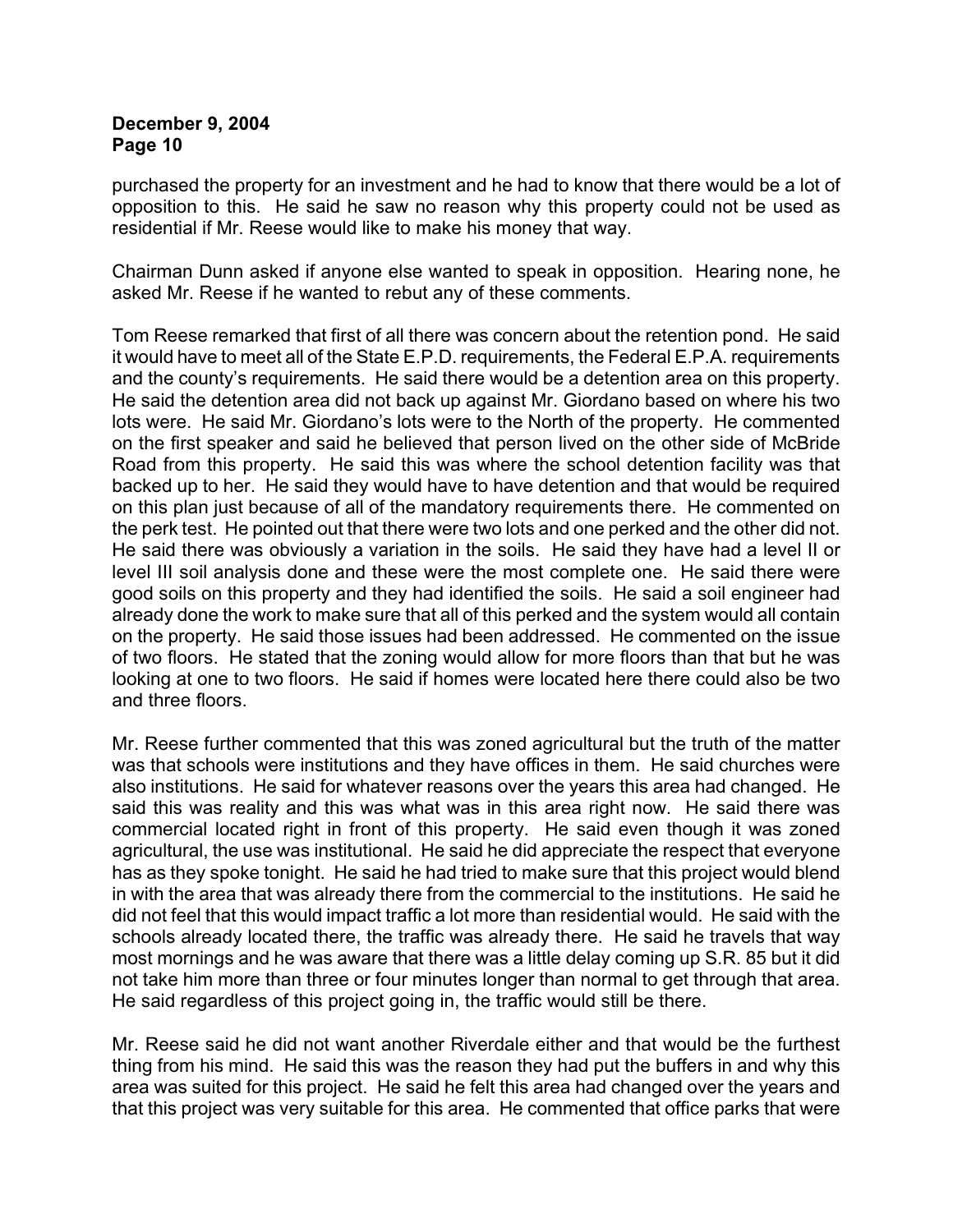purchased the property for an investment and he had to know that there would be a lot of opposition to this. He said he saw no reason why this property could not be used as residential if Mr. Reese would like to make his money that way.

Chairman Dunn asked if anyone else wanted to speak in opposition. Hearing none, he asked Mr. Reese if he wanted to rebut any of these comments.

Tom Reese remarked that first of all there was concern about the retention pond. He said it would have to meet all of the State E.P.D. requirements, the Federal E.P.A. requirements and the county's requirements. He said there would be a detention area on this property. He said the detention area did not back up against Mr. Giordano based on where his two lots were. He said Mr. Giordano's lots were to the North of the property. He commented on the first speaker and said he believed that person lived on the other side of McBride Road from this property. He said this was where the school detention facility was that backed up to her. He said they would have to have detention and that would be required on this plan just because of all of the mandatory requirements there. He commented on the perk test. He pointed out that there were two lots and one perked and the other did not. He said there was obviously a variation in the soils. He said they have had a level II or level III soil analysis done and these were the most complete one. He said there were good soils on this property and they had identified the soils. He said a soil engineer had already done the work to make sure that all of this perked and the system would all contain on the property. He said those issues had been addressed. He commented on the issue of two floors. He stated that the zoning would allow for more floors than that but he was looking at one to two floors. He said if homes were located here there could also be two and three floors.

Mr. Reese further commented that this was zoned agricultural but the truth of the matter was that schools were institutions and they have offices in them. He said churches were also institutions. He said for whatever reasons over the years this area had changed. He said this was reality and this was what was in this area right now. He said there was commercial located right in front of this property. He said even though it was zoned agricultural, the use was institutional. He said he did appreciate the respect that everyone has as they spoke tonight. He said he had tried to make sure that this project would blend in with the area that was already there from the commercial to the institutions. He said he did not feel that this would impact traffic a lot more than residential would. He said with the schools already located there, the traffic was already there. He said he travels that way most mornings and he was aware that there was a little delay coming up S.R. 85 but it did not take him more than three or four minutes longer than normal to get through that area. He said regardless of this project going in, the traffic would still be there.

Mr. Reese said he did not want another Riverdale either and that would be the furthest thing from his mind. He said this was the reason they had put the buffers in and why this area was suited for this project. He said he felt this area had changed over the years and that this project was very suitable for this area. He commented that office parks that were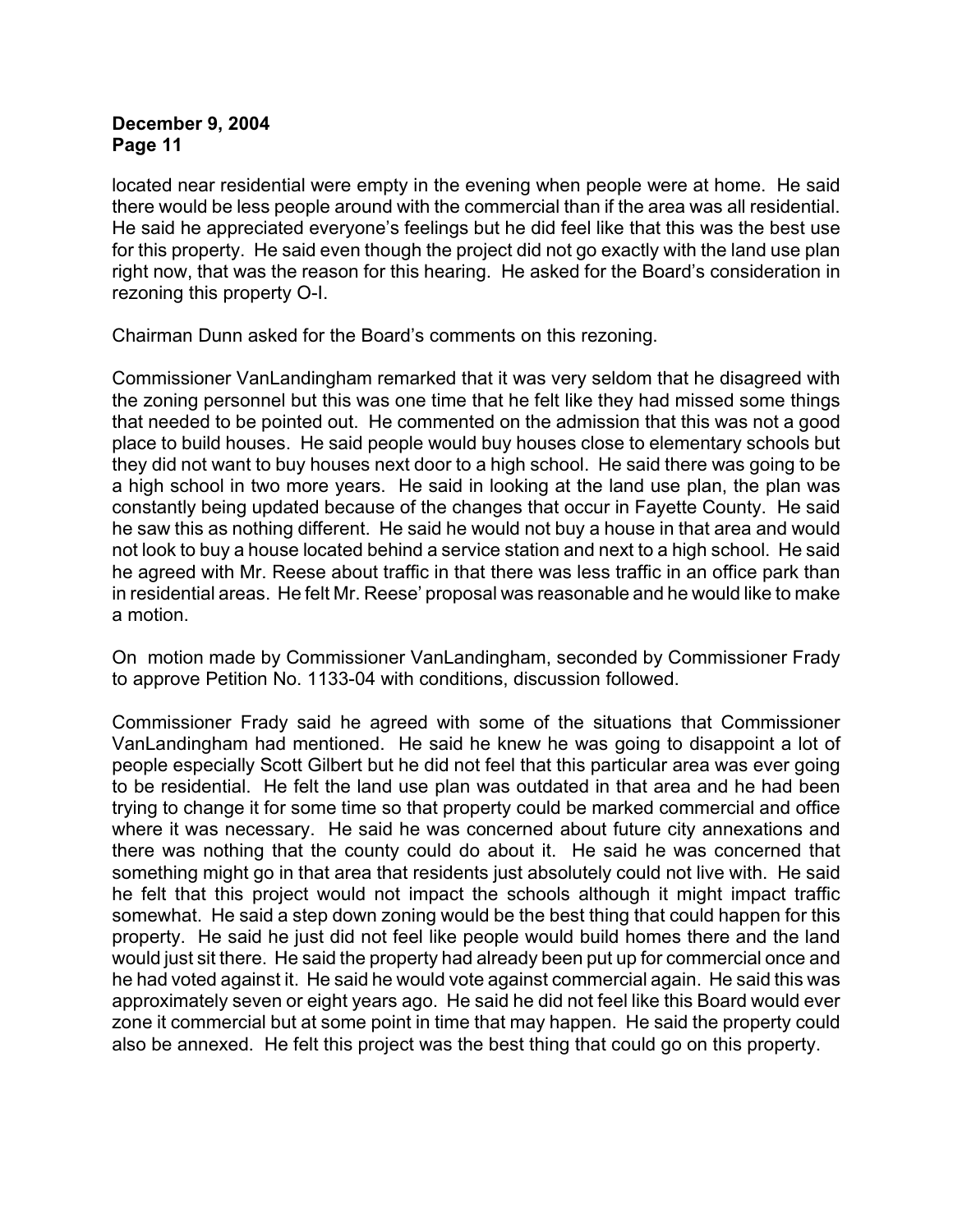located near residential were empty in the evening when people were at home. He said there would be less people around with the commercial than if the area was all residential. He said he appreciated everyone's feelings but he did feel like that this was the best use for this property. He said even though the project did not go exactly with the land use plan right now, that was the reason for this hearing. He asked for the Board's consideration in rezoning this property O-I.

Chairman Dunn asked for the Board's comments on this rezoning.

Commissioner VanLandingham remarked that it was very seldom that he disagreed with the zoning personnel but this was one time that he felt like they had missed some things that needed to be pointed out. He commented on the admission that this was not a good place to build houses. He said people would buy houses close to elementary schools but they did not want to buy houses next door to a high school. He said there was going to be a high school in two more years. He said in looking at the land use plan, the plan was constantly being updated because of the changes that occur in Fayette County. He said he saw this as nothing different. He said he would not buy a house in that area and would not look to buy a house located behind a service station and next to a high school. He said he agreed with Mr. Reese about traffic in that there was less traffic in an office park than in residential areas. He felt Mr. Reese' proposal was reasonable and he would like to make a motion.

On motion made by Commissioner VanLandingham, seconded by Commissioner Frady to approve Petition No. 1133-04 with conditions, discussion followed.

Commissioner Frady said he agreed with some of the situations that Commissioner VanLandingham had mentioned. He said he knew he was going to disappoint a lot of people especially Scott Gilbert but he did not feel that this particular area was ever going to be residential. He felt the land use plan was outdated in that area and he had been trying to change it for some time so that property could be marked commercial and office where it was necessary. He said he was concerned about future city annexations and there was nothing that the county could do about it. He said he was concerned that something might go in that area that residents just absolutely could not live with. He said he felt that this project would not impact the schools although it might impact traffic somewhat. He said a step down zoning would be the best thing that could happen for this property. He said he just did not feel like people would build homes there and the land would just sit there. He said the property had already been put up for commercial once and he had voted against it. He said he would vote against commercial again. He said this was approximately seven or eight years ago. He said he did not feel like this Board would ever zone it commercial but at some point in time that may happen. He said the property could also be annexed. He felt this project was the best thing that could go on this property.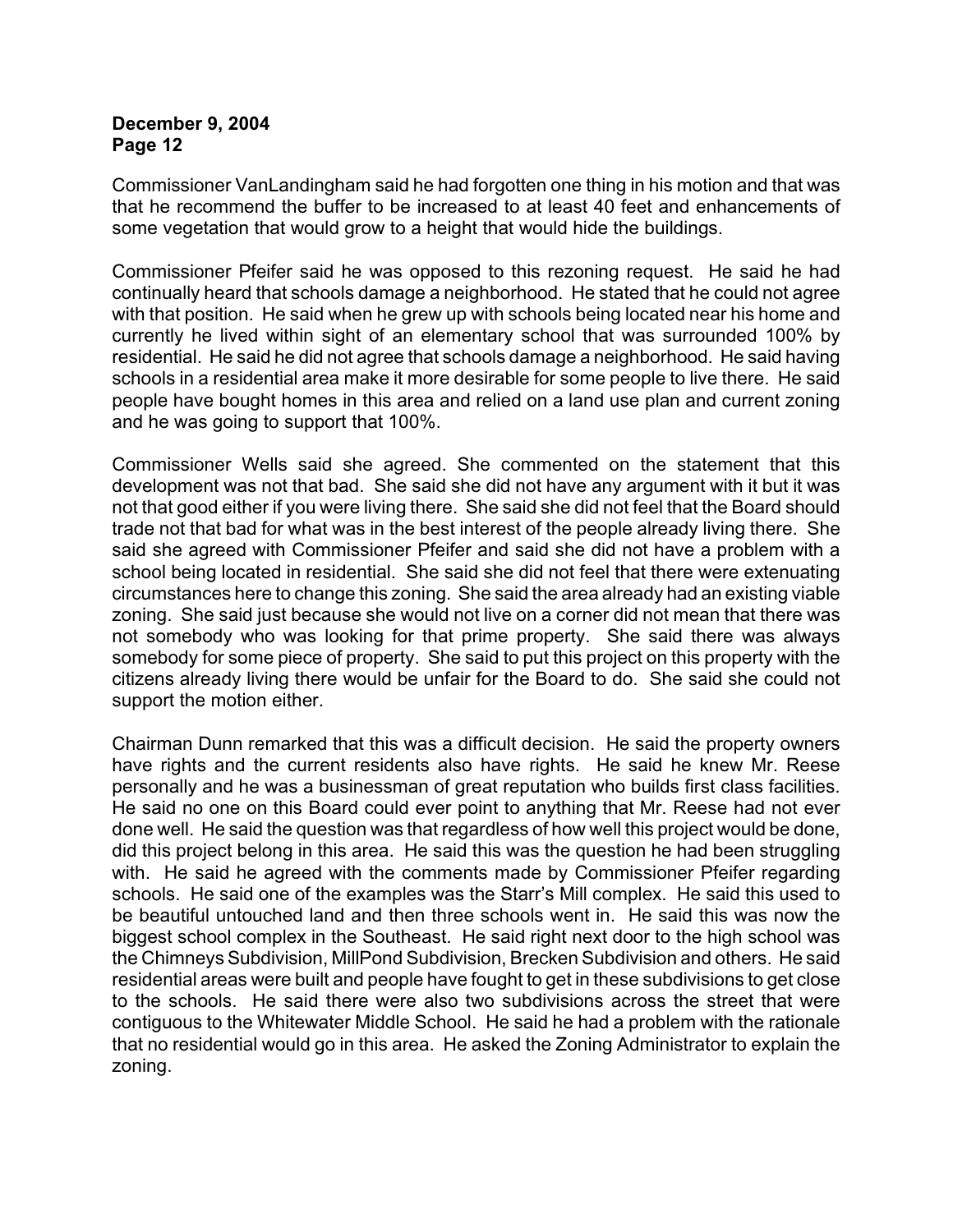Commissioner VanLandingham said he had forgotten one thing in his motion and that was that he recommend the buffer to be increased to at least 40 feet and enhancements of some vegetation that would grow to a height that would hide the buildings.

Commissioner Pfeifer said he was opposed to this rezoning request. He said he had continually heard that schools damage a neighborhood. He stated that he could not agree with that position. He said when he grew up with schools being located near his home and currently he lived within sight of an elementary school that was surrounded 100% by residential. He said he did not agree that schools damage a neighborhood. He said having schools in a residential area make it more desirable for some people to live there. He said people have bought homes in this area and relied on a land use plan and current zoning and he was going to support that 100%.

Commissioner Wells said she agreed. She commented on the statement that this development was not that bad. She said she did not have any argument with it but it was not that good either if you were living there. She said she did not feel that the Board should trade not that bad for what was in the best interest of the people already living there. She said she agreed with Commissioner Pfeifer and said she did not have a problem with a school being located in residential. She said she did not feel that there were extenuating circumstances here to change this zoning. She said the area already had an existing viable zoning. She said just because she would not live on a corner did not mean that there was not somebody who was looking for that prime property. She said there was always somebody for some piece of property. She said to put this project on this property with the citizens already living there would be unfair for the Board to do. She said she could not support the motion either.

Chairman Dunn remarked that this was a difficult decision. He said the property owners have rights and the current residents also have rights. He said he knew Mr. Reese personally and he was a businessman of great reputation who builds first class facilities. He said no one on this Board could ever point to anything that Mr. Reese had not ever done well. He said the question was that regardless of how well this project would be done, did this project belong in this area. He said this was the question he had been struggling with. He said he agreed with the comments made by Commissioner Pfeifer regarding schools. He said one of the examples was the Starr's Mill complex. He said this used to be beautiful untouched land and then three schools went in. He said this was now the biggest school complex in the Southeast. He said right next door to the high school was the Chimneys Subdivision, MillPond Subdivision, Brecken Subdivision and others. He said residential areas were built and people have fought to get in these subdivisions to get close to the schools. He said there were also two subdivisions across the street that were contiguous to the Whitewater Middle School. He said he had a problem with the rationale that no residential would go in this area. He asked the Zoning Administrator to explain the zoning.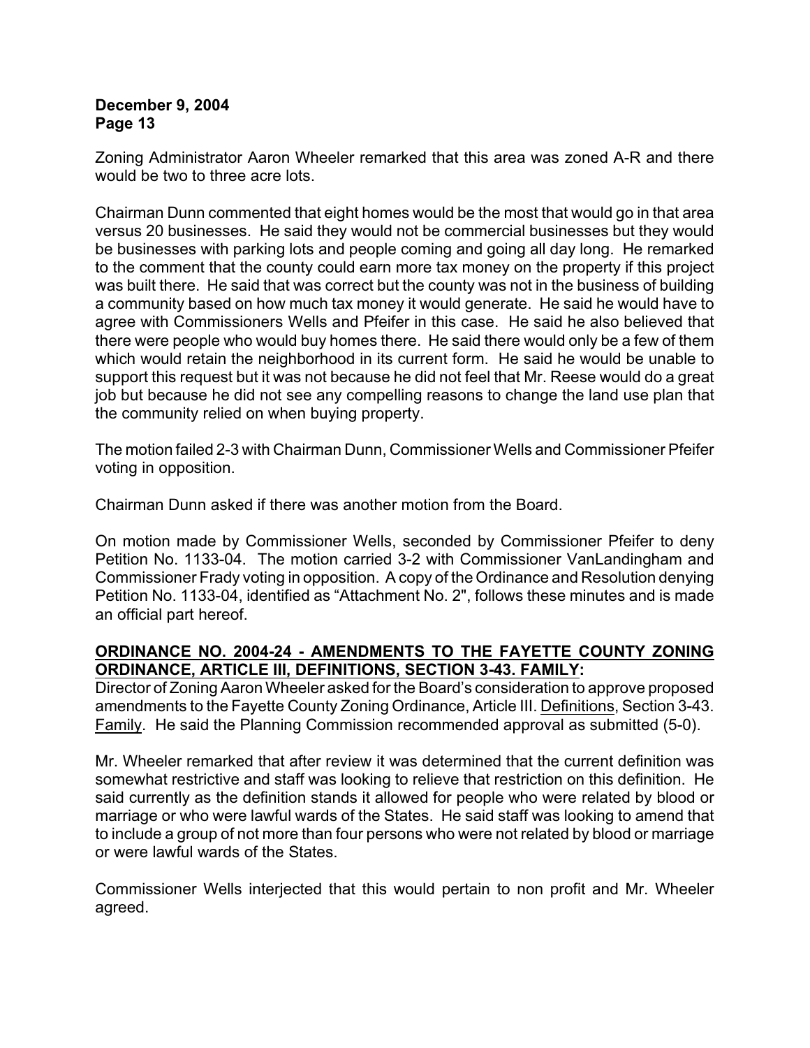Zoning Administrator Aaron Wheeler remarked that this area was zoned A-R and there would be two to three acre lots.

Chairman Dunn commented that eight homes would be the most that would go in that area versus 20 businesses. He said they would not be commercial businesses but they would be businesses with parking lots and people coming and going all day long. He remarked to the comment that the county could earn more tax money on the property if this project was built there. He said that was correct but the county was not in the business of building a community based on how much tax money it would generate. He said he would have to agree with Commissioners Wells and Pfeifer in this case. He said he also believed that there were people who would buy homes there. He said there would only be a few of them which would retain the neighborhood in its current form. He said he would be unable to support this request but it was not because he did not feel that Mr. Reese would do a great job but because he did not see any compelling reasons to change the land use plan that the community relied on when buying property.

The motion failed 2-3 with Chairman Dunn, Commissioner Wells and Commissioner Pfeifer voting in opposition.

Chairman Dunn asked if there was another motion from the Board.

On motion made by Commissioner Wells, seconded by Commissioner Pfeifer to deny Petition No. 1133-04. The motion carried 3-2 with Commissioner VanLandingham and Commissioner Frady voting in opposition. A copy of the Ordinance and Resolution denying Petition No. 1133-04, identified as "Attachment No. 2", follows these minutes and is made an official part hereof.

**ORDINANCE NO. 2004-24 - AMENDMENTS TO THE FAYETTE COUNTY ZONING ORDINANCE, ARTICLE III, DEFINITIONS, SECTION 3-43. FAMILY:**

Director of Zoning Aaron Wheeler asked for the Board's consideration to approve proposed amendments to the Fayette County Zoning Ordinance, Article III. Definitions, Section 3-43. Family. He said the Planning Commission recommended approval as submitted (5-0).

Mr. Wheeler remarked that after review it was determined that the current definition was somewhat restrictive and staff was looking to relieve that restriction on this definition. He said currently as the definition stands it allowed for people who were related by blood or marriage or who were lawful wards of the States. He said staff was looking to amend that to include a group of not more than four persons who were not related by blood or marriage or were lawful wards of the States.

Commissioner Wells interjected that this would pertain to non profit and Mr. Wheeler agreed.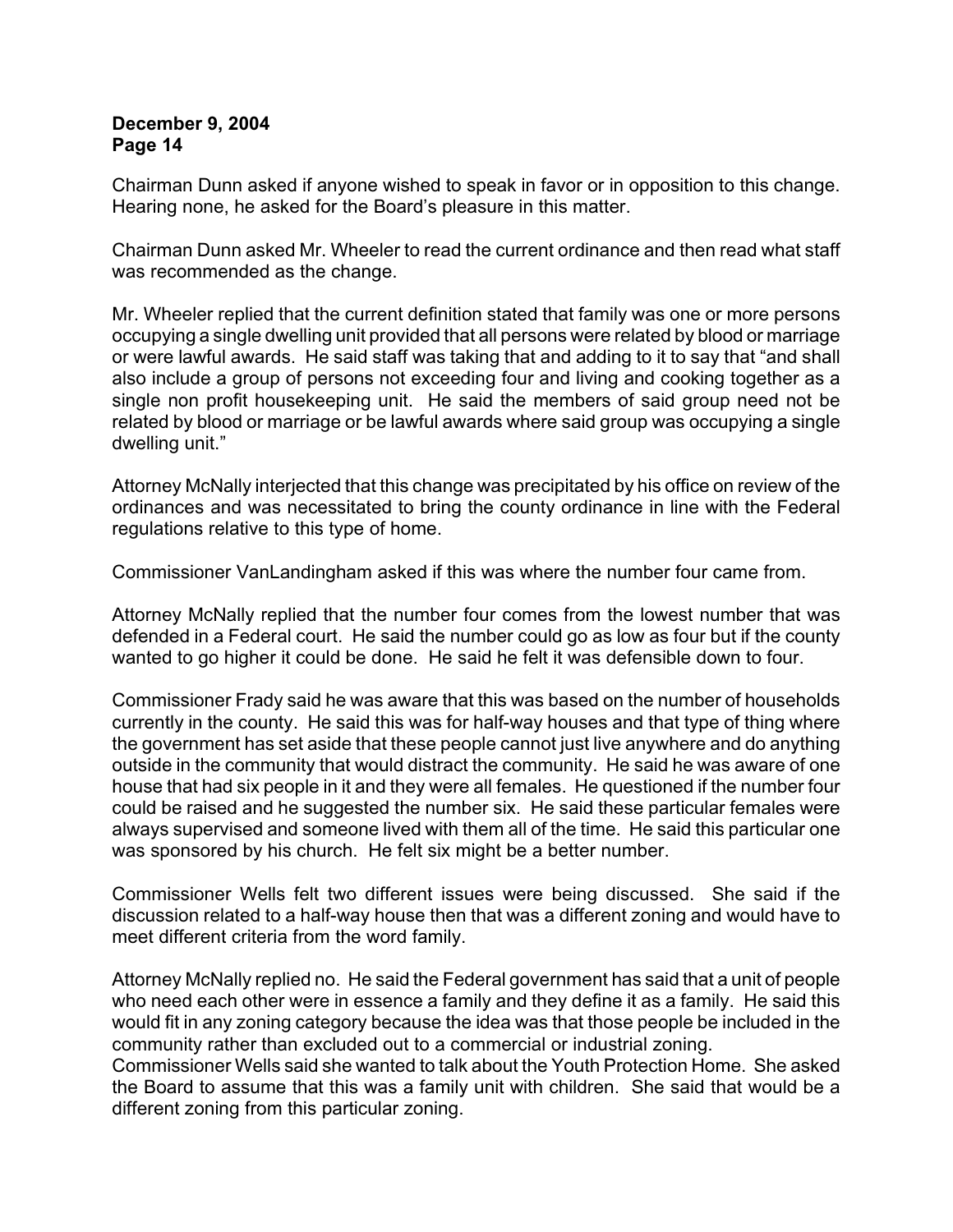Chairman Dunn asked if anyone wished to speak in favor or in opposition to this change. Hearing none, he asked for the Board's pleasure in this matter.

Chairman Dunn asked Mr. Wheeler to read the current ordinance and then read what staff was recommended as the change.

Mr. Wheeler replied that the current definition stated that family was one or more persons occupying a single dwelling unit provided that all persons were related by blood or marriage or were lawful awards. He said staff was taking that and adding to it to say that "and shall also include a group of persons not exceeding four and living and cooking together as a single non profit housekeeping unit. He said the members of said group need not be related by blood or marriage or be lawful awards where said group was occupying a single dwelling unit."

Attorney McNally interjected that this change was precipitated by his office on review of the ordinances and was necessitated to bring the county ordinance in line with the Federal regulations relative to this type of home.

Commissioner VanLandingham asked if this was where the number four came from.

Attorney McNally replied that the number four comes from the lowest number that was defended in a Federal court. He said the number could go as low as four but if the county wanted to go higher it could be done. He said he felt it was defensible down to four.

Commissioner Frady said he was aware that this was based on the number of households currently in the county. He said this was for half-way houses and that type of thing where the government has set aside that these people cannot just live anywhere and do anything outside in the community that would distract the community. He said he was aware of one house that had six people in it and they were all females. He questioned if the number four could be raised and he suggested the number six. He said these particular females were always supervised and someone lived with them all of the time. He said this particular one was sponsored by his church. He felt six might be a better number.

Commissioner Wells felt two different issues were being discussed. She said if the discussion related to a half-way house then that was a different zoning and would have to meet different criteria from the word family.

Attorney McNally replied no. He said the Federal government has said that a unit of people who need each other were in essence a family and they define it as a family. He said this would fit in any zoning category because the idea was that those people be included in the community rather than excluded out to a commercial or industrial zoning.

Commissioner Wells said she wanted to talk about the Youth Protection Home. She asked the Board to assume that this was a family unit with children. She said that would be a different zoning from this particular zoning.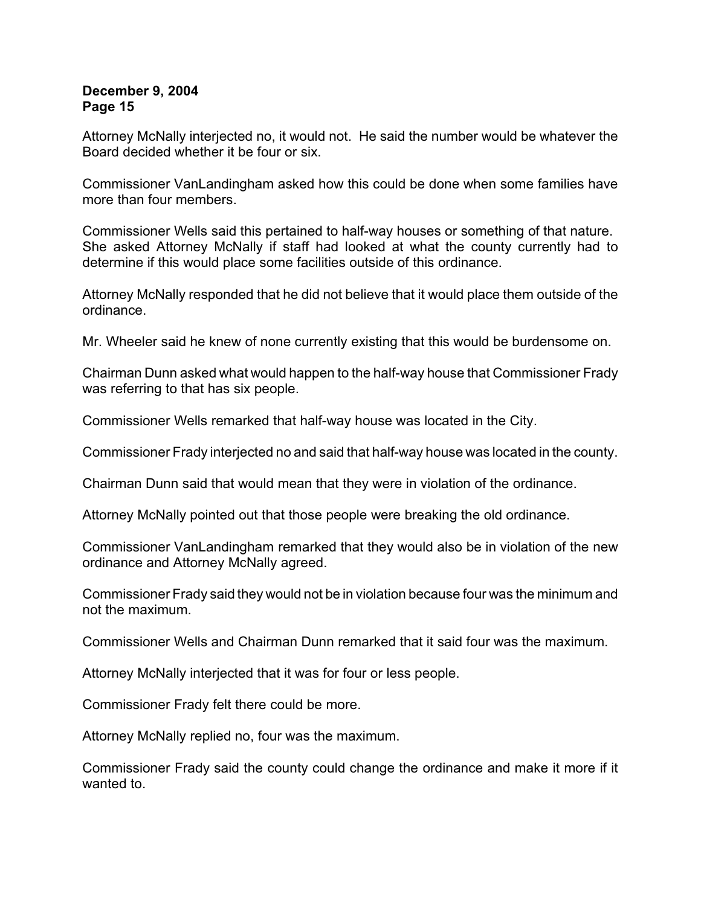Attorney McNally interjected no, it would not. He said the number would be whatever the Board decided whether it be four or six.

Commissioner VanLandingham asked how this could be done when some families have more than four members.

Commissioner Wells said this pertained to half-way houses or something of that nature. She asked Attorney McNally if staff had looked at what the county currently had to determine if this would place some facilities outside of this ordinance.

Attorney McNally responded that he did not believe that it would place them outside of the ordinance.

Mr. Wheeler said he knew of none currently existing that this would be burdensome on.

Chairman Dunn asked what would happen to the half-way house that Commissioner Frady was referring to that has six people.

Commissioner Wells remarked that half-way house was located in the City.

Commissioner Frady interjected no and said that half-way house was located in the county.

Chairman Dunn said that would mean that they were in violation of the ordinance.

Attorney McNally pointed out that those people were breaking the old ordinance.

Commissioner VanLandingham remarked that they would also be in violation of the new ordinance and Attorney McNally agreed.

Commissioner Frady said they would not be in violation because four was the minimum and not the maximum.

Commissioner Wells and Chairman Dunn remarked that it said four was the maximum.

Attorney McNally interjected that it was for four or less people.

Commissioner Frady felt there could be more.

Attorney McNally replied no, four was the maximum.

Commissioner Frady said the county could change the ordinance and make it more if it wanted to.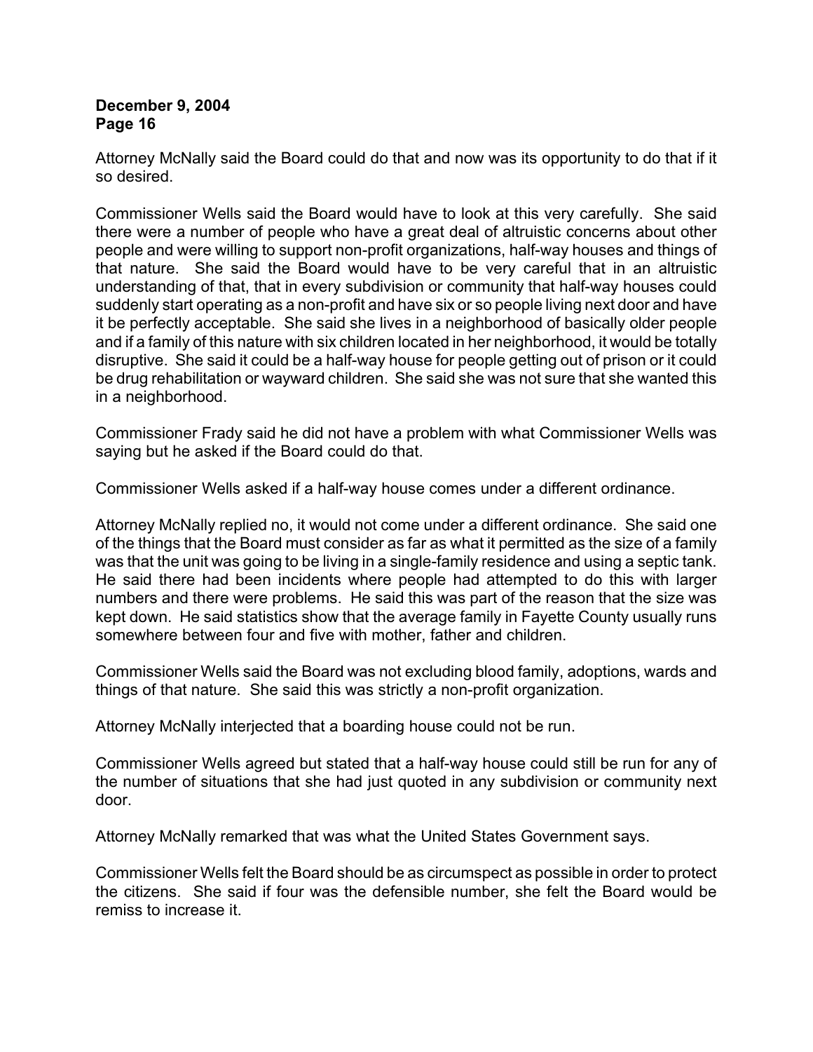Attorney McNally said the Board could do that and now was its opportunity to do that if it so desired.

Commissioner Wells said the Board would have to look at this very carefully. She said there were a number of people who have a great deal of altruistic concerns about other people and were willing to support non-profit organizations, half-way houses and things of that nature. She said the Board would have to be very careful that in an altruistic understanding of that, that in every subdivision or community that half-way houses could suddenly start operating as a non-profit and have six or so people living next door and have it be perfectly acceptable. She said she lives in a neighborhood of basically older people and if a family of this nature with six children located in her neighborhood, it would be totally disruptive. She said it could be a half-way house for people getting out of prison or it could be drug rehabilitation or wayward children. She said she was not sure that she wanted this in a neighborhood.

Commissioner Frady said he did not have a problem with what Commissioner Wells was saying but he asked if the Board could do that.

Commissioner Wells asked if a half-way house comes under a different ordinance.

Attorney McNally replied no, it would not come under a different ordinance. She said one of the things that the Board must consider as far as what it permitted as the size of a family was that the unit was going to be living in a single-family residence and using a septic tank. He said there had been incidents where people had attempted to do this with larger numbers and there were problems. He said this was part of the reason that the size was kept down. He said statistics show that the average family in Fayette County usually runs somewhere between four and five with mother, father and children.

Commissioner Wells said the Board was not excluding blood family, adoptions, wards and things of that nature. She said this was strictly a non-profit organization.

Attorney McNally interjected that a boarding house could not be run.

Commissioner Wells agreed but stated that a half-way house could still be run for any of the number of situations that she had just quoted in any subdivision or community next door.

Attorney McNally remarked that was what the United States Government says.

Commissioner Wells felt the Board should be as circumspect as possible in order to protect the citizens. She said if four was the defensible number, she felt the Board would be remiss to increase it.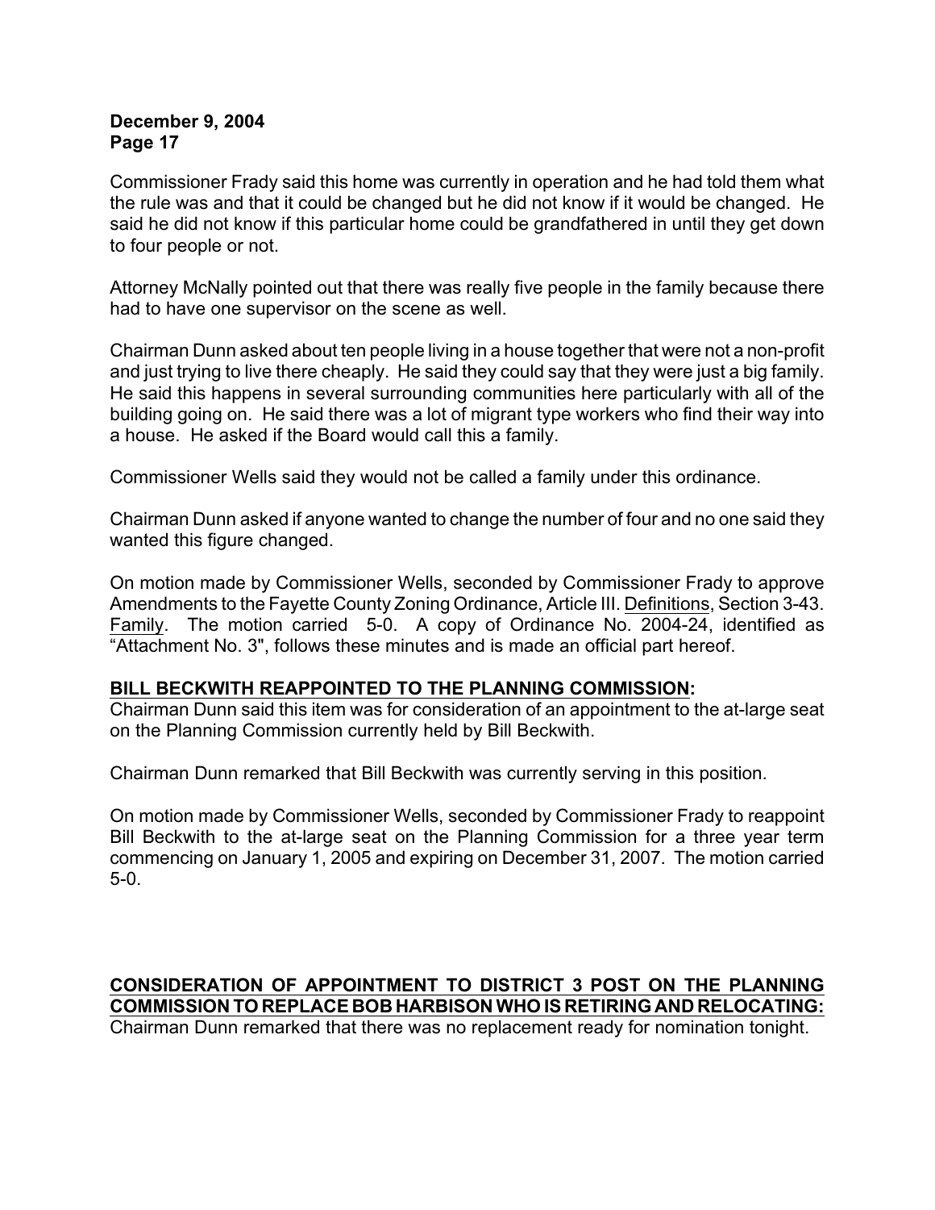Commissioner Frady said this home was currently in operation and he had told them what the rule was and that it could be changed but he did not know if it would be changed. He said he did not know if this particular home could be grandfathered in until they get down to four people or not.

Attorney McNally pointed out that there was really five people in the family because there had to have one supervisor on the scene as well.

Chairman Dunn asked about ten people living in a house together that were not a non-profit and just trying to live there cheaply. He said they could say that they were just a big family. He said this happens in several surrounding communities here particularly with all of the building going on. He said there was a lot of migrant type workers who find their way into a house. He asked if the Board would call this a family.

Commissioner Wells said they would not be called a family under this ordinance.

Chairman Dunn asked if anyone wanted to change the number of four and no one said they wanted this figure changed.

On motion made by Commissioner Wells, seconded by Commissioner Frady to approve Amendments to the Fayette County Zoning Ordinance, Article III. Definitions, Section 3-43. Family. The motion carried 5-0. A copy of Ordinance No. 2004-24, identified as "Attachment No. 3", follows these minutes and is made an official part hereof.

**BILL BECKWITH REAPPOINTED TO THE PLANNING COMMISSION:**

Chairman Dunn said this item was for consideration of an appointment to the at-large seat on the Planning Commission currently held by Bill Beckwith.

Chairman Dunn remarked that Bill Beckwith was currently serving in this position.

On motion made by Commissioner Wells, seconded by Commissioner Frady to reappoint Bill Beckwith to the at-large seat on the Planning Commission for a three year term commencing on January 1, 2005 and expiring on December 31, 2007. The motion carried 5-0.

**CONSIDERATION OF APPOINTMENT TO DISTRICT 3 POST ON THE PLANNING COMMISSION TO REPLACE BOB HARBISON WHO IS RETIRING AND RELOCATING:**

Chairman Dunn remarked that there was no replacement ready for nomination tonight.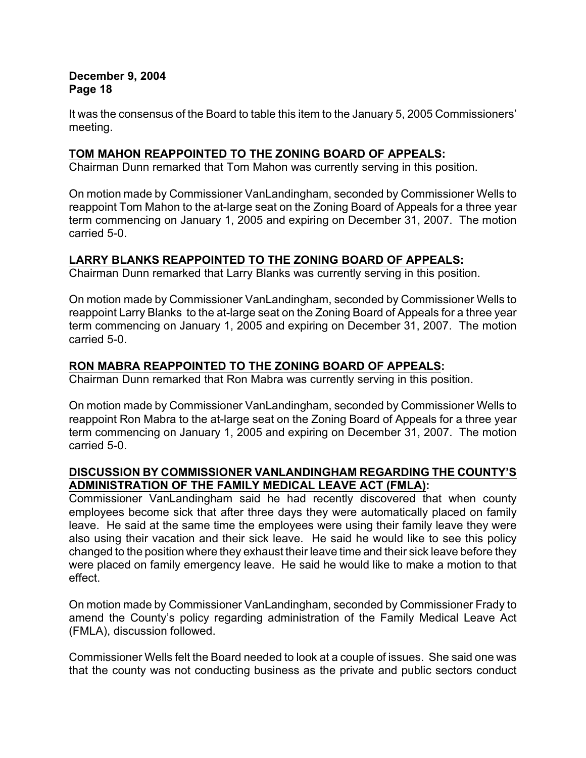It was the consensus of the Board to table this item to the January 5, 2005 Commissioners' meeting.

**TOM MAHON REAPPOINTED TO THE ZONING BOARD OF APPEALS:**

Chairman Dunn remarked that Tom Mahon was currently serving in this position.

On motion made by Commissioner VanLandingham, seconded by Commissioner Wells to reappoint Tom Mahon to the at-large seat on the Zoning Board of Appeals for a three year term commencing on January 1, 2005 and expiring on December 31, 2007. The motion carried 5-0.

**LARRY BLANKS REAPPOINTED TO THE ZONING BOARD OF APPEALS:**

Chairman Dunn remarked that Larry Blanks was currently serving in this position.

On motion made by Commissioner VanLandingham, seconded by Commissioner Wells to reappoint Larry Blanks to the at-large seat on the Zoning Board of Appeals for a three year term commencing on January 1, 2005 and expiring on December 31, 2007. The motion carried 5-0.

**RON MABRA REAPPOINTED TO THE ZONING BOARD OF APPEALS:**

Chairman Dunn remarked that Ron Mabra was currently serving in this position.

On motion made by Commissioner VanLandingham, seconded by Commissioner Wells to reappoint Ron Mabra to the at-large seat on the Zoning Board of Appeals for a three year term commencing on January 1, 2005 and expiring on December 31, 2007. The motion carried 5-0.

**DISCUSSION BY COMMISSIONER VANLANDINGHAM REGARDING THE COUNTY'S ADMINISTRATION OF THE FAMILY MEDICAL LEAVE ACT (FMLA):**

Commissioner VanLandingham said he had recently discovered that when county employees become sick that after three days they were automatically placed on family leave. He said at the same time the employees were using their family leave they were also using their vacation and their sick leave. He said he would like to see this policy changed to the position where they exhaust their leave time and their sick leave before they were placed on family emergency leave. He said he would like to make a motion to that effect.

On motion made by Commissioner VanLandingham, seconded by Commissioner Frady to amend the County's policy regarding administration of the Family Medical Leave Act (FMLA), discussion followed.

Commissioner Wells felt the Board needed to look at a couple of issues. She said one was that the county was not conducting business as the private and public sectors conduct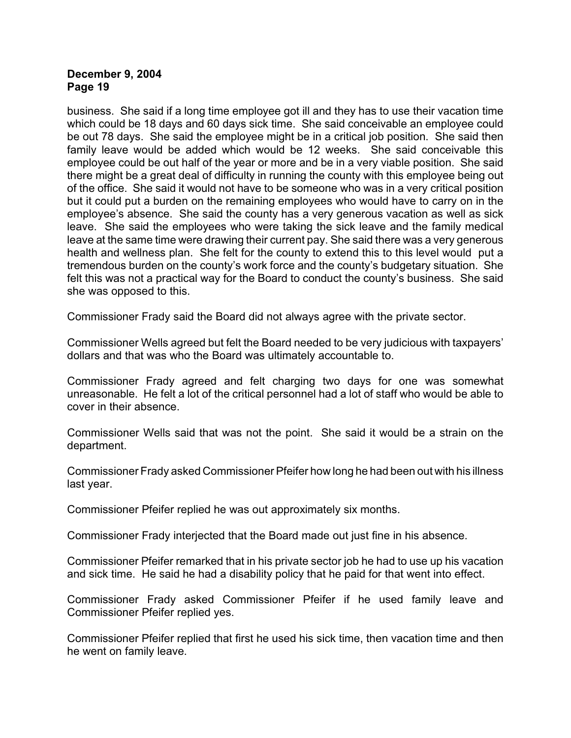business. She said if a long time employee got ill and they has to use their vacation time which could be 18 days and 60 days sick time. She said conceivable an employee could be out 78 days. She said the employee might be in a critical job position. She said then family leave would be added which would be 12 weeks. She said conceivable this employee could be out half of the year or more and be in a very viable position. She said there might be a great deal of difficulty in running the county with this employee being out of the office. She said it would not have to be someone who was in a very critical position but it could put a burden on the remaining employees who would have to carry on in the employee's absence. She said the county has a very generous vacation as well as sick leave. She said the employees who were taking the sick leave and the family medical leave at the same time were drawing their current pay. She said there was a very generous health and wellness plan. She felt for the county to extend this to this level would put a tremendous burden on the county's work force and the county's budgetary situation. She felt this was not a practical way for the Board to conduct the county's business. She said she was opposed to this.

Commissioner Frady said the Board did not always agree with the private sector.

Commissioner Wells agreed but felt the Board needed to be very judicious with taxpayers' dollars and that was who the Board was ultimately accountable to.

Commissioner Frady agreed and felt charging two days for one was somewhat unreasonable. He felt a lot of the critical personnel had a lot of staff who would be able to cover in their absence.

Commissioner Wells said that was not the point. She said it would be a strain on the department.

Commissioner Frady asked Commissioner Pfeifer how long he had been out with his illness last year.

Commissioner Pfeifer replied he was out approximately six months.

Commissioner Frady interjected that the Board made out just fine in his absence.

Commissioner Pfeifer remarked that in his private sector job he had to use up his vacation and sick time. He said he had a disability policy that he paid for that went into effect.

Commissioner Frady asked Commissioner Pfeifer if he used family leave and Commissioner Pfeifer replied yes.

Commissioner Pfeifer replied that first he used his sick time, then vacation time and then he went on family leave.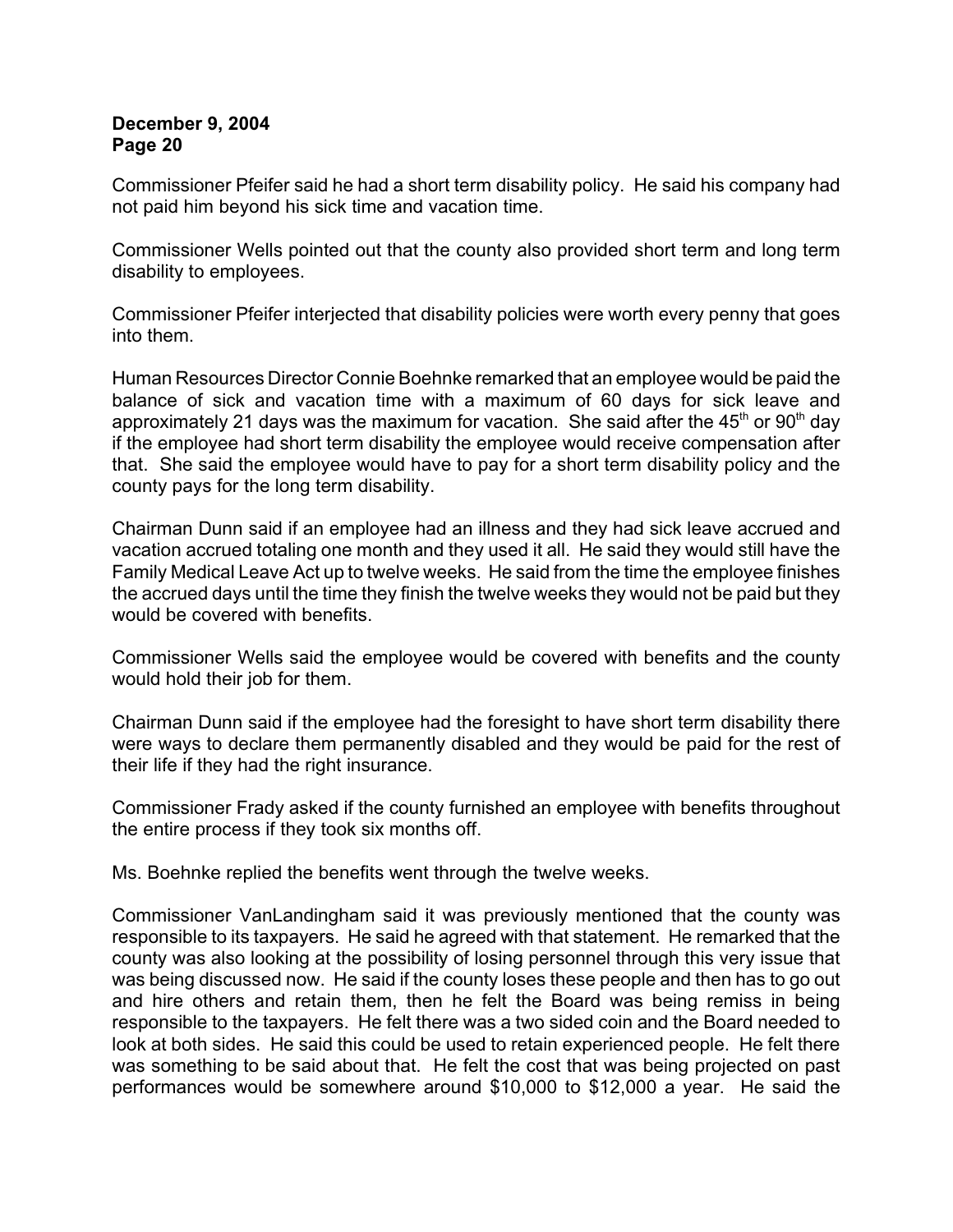Commissioner Pfeifer said he had a short term disability policy. He said his company had not paid him beyond his sick time and vacation time.

Commissioner Wells pointed out that the county also provided short term and long term disability to employees.

Commissioner Pfeifer interjected that disability policies were worth every penny that goes into them.

Human Resources Director Connie Boehnke remarked that an employee would be paid the balance of sick and vacation time with a maximum of 60 days for sick leave and approximately 21 days was the maximum for vacation. She said after the 45th or 90th day if the employee had short term disability the employee would receive compensation after that. She said the employee would have to pay for a short term disability policy and the county pays for the long term disability.

Chairman Dunn said if an employee had an illness and they had sick leave accrued and vacation accrued totaling one month and they used it all. He said they would still have the Family Medical Leave Act up to twelve weeks. He said from the time the employee finishes the accrued days until the time they finish the twelve weeks they would not be paid but they would be covered with benefits.

Commissioner Wells said the employee would be covered with benefits and the county would hold their job for them.

Chairman Dunn said if the employee had the foresight to have short term disability there were ways to declare them permanently disabled and they would be paid for the rest of their life if they had the right insurance.

Commissioner Frady asked if the county furnished an employee with benefits throughout the entire process if they took six months off.

Ms. Boehnke replied the benefits went through the twelve weeks.

Commissioner VanLandingham said it was previously mentioned that the county was responsible to its taxpayers. He said he agreed with that statement. He remarked that the county was also looking at the possibility of losing personnel through this very issue that was being discussed now. He said if the county loses these people and then has to go out and hire others and retain them, then he felt the Board was being remiss in being responsible to the taxpayers. He felt there was a two sided coin and the Board needed to look at both sides. He said this could be used to retain experienced people. He felt there was something to be said about that. He felt the cost that was being projected on past performances would be somewhere around $10,000 to $12,000 a year. He said the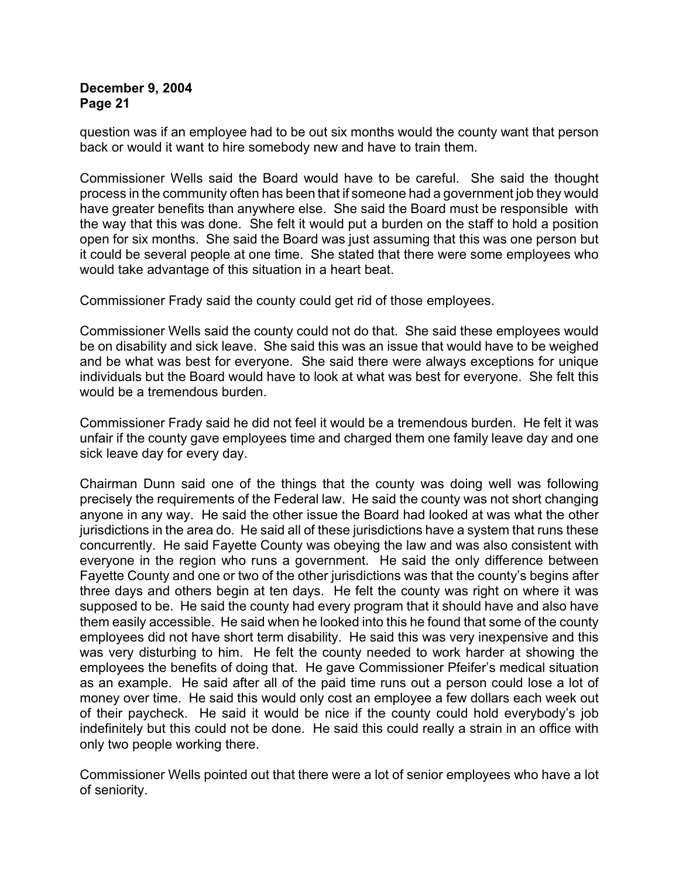question was if an employee had to be out six months would the county want that person back or would it want to hire somebody new and have to train them.

Commissioner Wells said the Board would have to be careful. She said the thought process in the community often has been that if someone had a government job they would have greater benefits than anywhere else. She said the Board must be responsible with the way that this was done. She felt it would put a burden on the staff to hold a position open for six months. She said the Board was just assuming that this was one person but it could be several people at one time. She stated that there were some employees who would take advantage of this situation in a heart beat.

Commissioner Frady said the county could get rid of those employees.

Commissioner Wells said the county could not do that. She said these employees would be on disability and sick leave. She said this was an issue that would have to be weighed and be what was best for everyone. She said there were always exceptions for unique individuals but the Board would have to look at what was best for everyone. She felt this would be a tremendous burden.

Commissioner Frady said he did not feel it would be a tremendous burden. He felt it was unfair if the county gave employees time and charged them one family leave day and one sick leave day for every day.

Chairman Dunn said one of the things that the county was doing well was following precisely the requirements of the Federal law. He said the county was not short changing anyone in any way. He said the other issue the Board had looked at was what the other jurisdictions in the area do. He said all of these jurisdictions have a system that runs these concurrently. He said Fayette County was obeying the law and was also consistent with everyone in the region who runs a government. He said the only difference between Fayette County and one or two of the other jurisdictions was that the county's begins after three days and others begin at ten days. He felt the county was right on where it was supposed to be. He said the county had every program that it should have and also have them easily accessible. He said when he looked into this he found that some of the county employees did not have short term disability. He said this was very inexpensive and this was very disturbing to him. He felt the county needed to work harder at showing the employees the benefits of doing that. He gave Commissioner Pfeifer's medical situation as an example. He said after all of the paid time runs out a person could lose a lot of money over time. He said this would only cost an employee a few dollars each week out of their paycheck. He said it would be nice if the county could hold everybody's job indefinitely but this could not be done. He said this could really a strain in an office with only two people working there.

Commissioner Wells pointed out that there were a lot of senior employees who have a lot of seniority.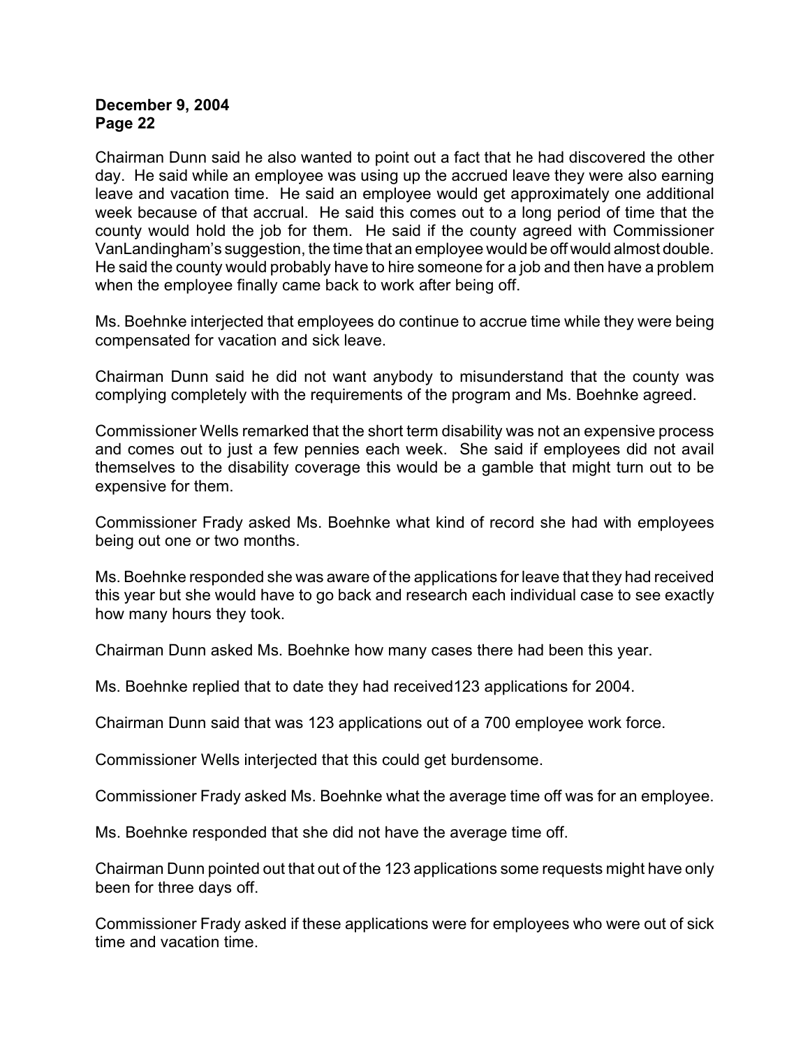Chairman Dunn said he also wanted to point out a fact that he had discovered the other day. He said while an employee was using up the accrued leave they were also earning leave and vacation time. He said an employee would get approximately one additional week because of that accrual. He said this comes out to a long period of time that the county would hold the job for them. He said if the county agreed with Commissioner VanLandingham's suggestion, the time that an employee would be off would almost double. He said the county would probably have to hire someone for a job and then have a problem when the employee finally came back to work after being off.

Ms. Boehnke interjected that employees do continue to accrue time while they were being compensated for vacation and sick leave.

Chairman Dunn said he did not want anybody to misunderstand that the county was complying completely with the requirements of the program and Ms. Boehnke agreed.

Commissioner Wells remarked that the short term disability was not an expensive process and comes out to just a few pennies each week. She said if employees did not avail themselves to the disability coverage this would be a gamble that might turn out to be expensive for them.

Commissioner Frady asked Ms. Boehnke what kind of record she had with employees being out one or two months.

Ms. Boehnke responded she was aware of the applications for leave that they had received this year but she would have to go back and research each individual case to see exactly how many hours they took.

Chairman Dunn asked Ms. Boehnke how many cases there had been this year.

Ms. Boehnke replied that to date they had received123 applications for 2004.

Chairman Dunn said that was 123 applications out of a 700 employee work force.

Commissioner Wells interjected that this could get burdensome.

Commissioner Frady asked Ms. Boehnke what the average time off was for an employee.

Ms. Boehnke responded that she did not have the average time off.

Chairman Dunn pointed out that out of the 123 applications some requests might have only been for three days off.

Commissioner Frady asked if these applications were for employees who were out of sick time and vacation time.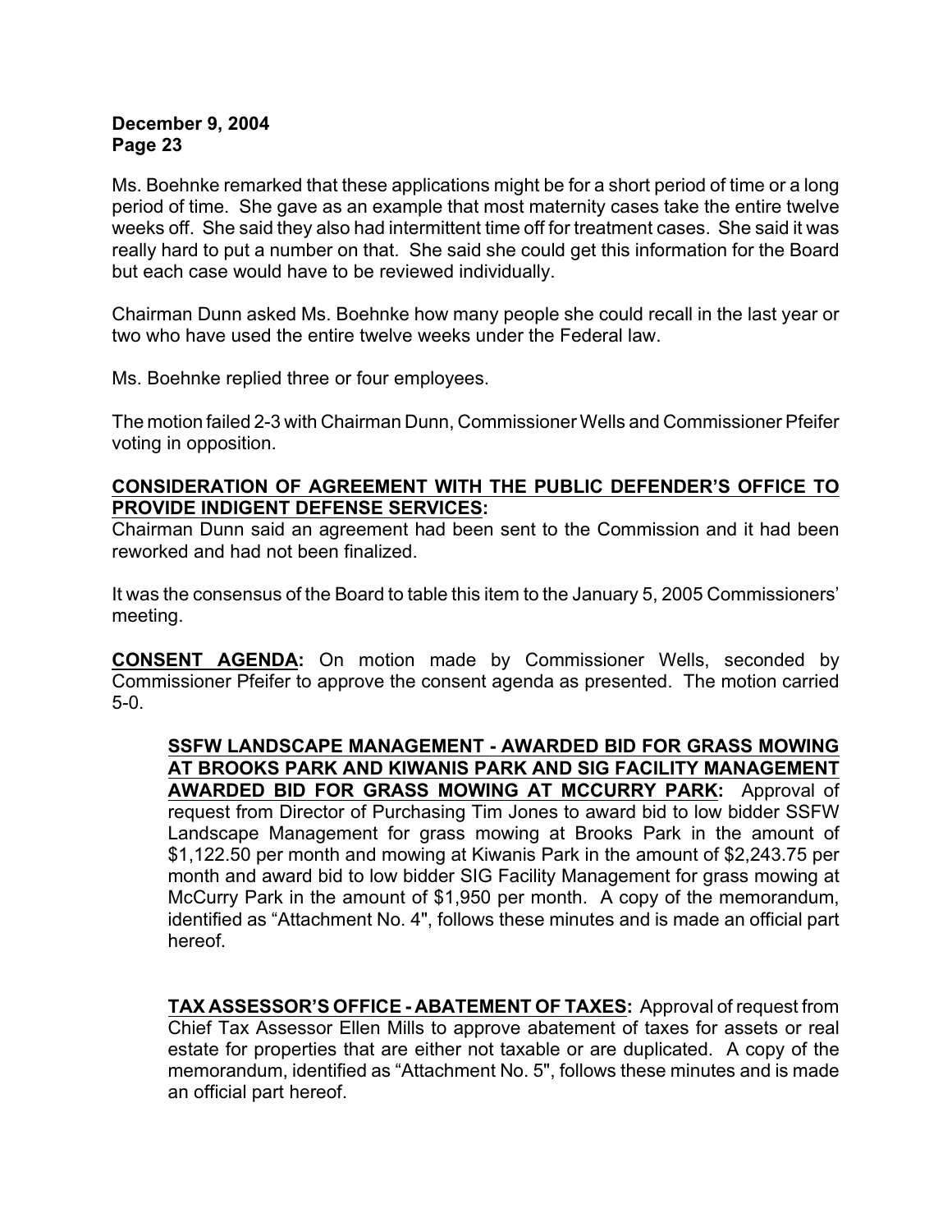Ms. Boehnke remarked that these applications might be for a short period of time or a long period of time. She gave as an example that most maternity cases take the entire twelve weeks off. She said they also had intermittent time off for treatment cases. She said it was really hard to put a number on that. She said she could get this information for the Board but each case would have to be reviewed individually.

Chairman Dunn asked Ms. Boehnke how many people she could recall in the last year or two who have used the entire twelve weeks under the Federal law.

Ms. Boehnke replied three or four employees.

The motion failed 2-3 with Chairman Dunn, Commissioner Wells and Commissioner Pfeifer voting in opposition.

**CONSIDERATION OF AGREEMENT WITH THE PUBLIC DEFENDER'S OFFICE TO PROVIDE INDIGENT DEFENSE SERVICES:**

Chairman Dunn said an agreement had been sent to the Commission and it had been reworked and had not been finalized.

It was the consensus of the Board to table this item to the January 5, 2005 Commissioners' meeting.

**CONSENT AGENDA:** On motion made by Commissioner Wells, seconded by Commissioner Pfeifer to approve the consent agenda as presented. The motion carried 5-0.

> **SSFW LANDSCAPE MANAGEMENT - AWARDED BID FOR GRASS MOWING AT BROOKS PARK AND KIWANIS PARK AND SIG FACILITY MANAGEMENT AWARDED BID FOR GRASS MOWING AT MCCURRY PARK:** Approval of request from Director of Purchasing Tim Jones to award bid to low bidder SSFW Landscape Management for grass mowing at Brooks Park in the amount of $1,122.50 per month and mowing at Kiwanis Park in the amount of $2,243.75 per month and award bid to low bidder SIG Facility Management for grass mowing at McCurry Park in the amount of $1,950 per month. A copy of the memorandum, identified as "Attachment No. 4", follows these minutes and is made an official part hereof.
>
> **TAX ASSESSOR'S OFFICE - ABATEMENT OF TAXES:** Approval of request from Chief Tax Assessor Ellen Mills to approve abatement of taxes for assets or real estate for properties that are either not taxable or are duplicated. A copy of the memorandum, identified as "Attachment No. 5", follows these minutes and is made an official part hereof.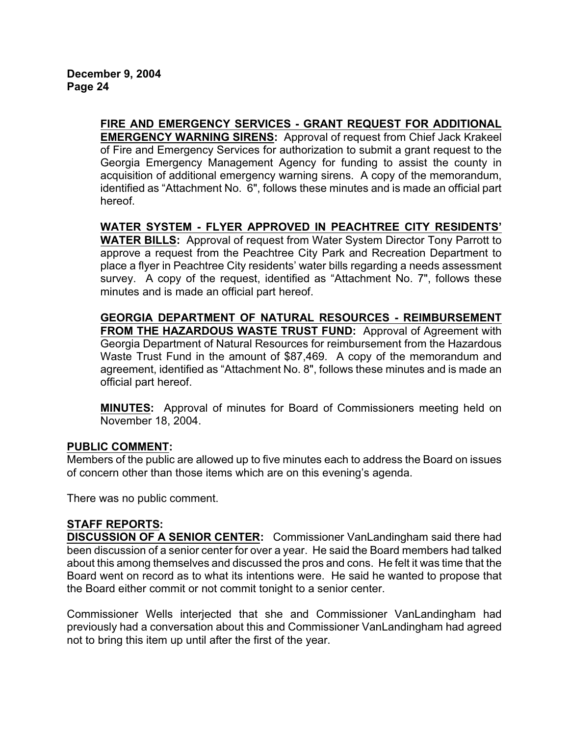**FIRE AND EMERGENCY SERVICES - GRANT REQUEST FOR ADDITIONAL EMERGENCY WARNING SIRENS:** Approval of request from Chief Jack Krakeel of Fire and Emergency Services for authorization to submit a grant request to the Georgia Emergency Management Agency for funding to assist the county in acquisition of additional emergency warning sirens. A copy of the memorandum, identified as "Attachment No. 6", follows these minutes and is made an official part hereof.

**WATER SYSTEM - FLYER APPROVED IN PEACHTREE CITY RESIDENTS' WATER BILLS:** Approval of request from Water System Director Tony Parrott to approve a request from the Peachtree City Park and Recreation Department to place a flyer in Peachtree City residents' water bills regarding a needs assessment survey. A copy of the request, identified as "Attachment No. 7", follows these minutes and is made an official part hereof.

**GEORGIA DEPARTMENT OF NATURAL RESOURCES - REIMBURSEMENT FROM THE HAZARDOUS WASTE TRUST FUND:** Approval of Agreement with Georgia Department of Natural Resources for reimbursement from the Hazardous Waste Trust Fund in the amount of $87,469. A copy of the memorandum and agreement, identified as "Attachment No. 8", follows these minutes and is made an official part hereof.

**MINUTES:** Approval of minutes for Board of Commissioners meeting held on November 18, 2004.

**PUBLIC COMMENT:**

Members of the public are allowed up to five minutes each to address the Board on issues of concern other than those items which are on this evening's agenda.

There was no public comment.

**STAFF REPORTS:**

**DISCUSSION OF A SENIOR CENTER:** Commissioner VanLandingham said there had been discussion of a senior center for over a year. He said the Board members had talked about this among themselves and discussed the pros and cons. He felt it was time that the Board went on record as to what its intentions were. He said he wanted to propose that the Board either commit or not commit tonight to a senior center.

Commissioner Wells interjected that she and Commissioner VanLandingham had previously had a conversation about this and Commissioner VanLandingham had agreed not to bring this item up until after the first of the year.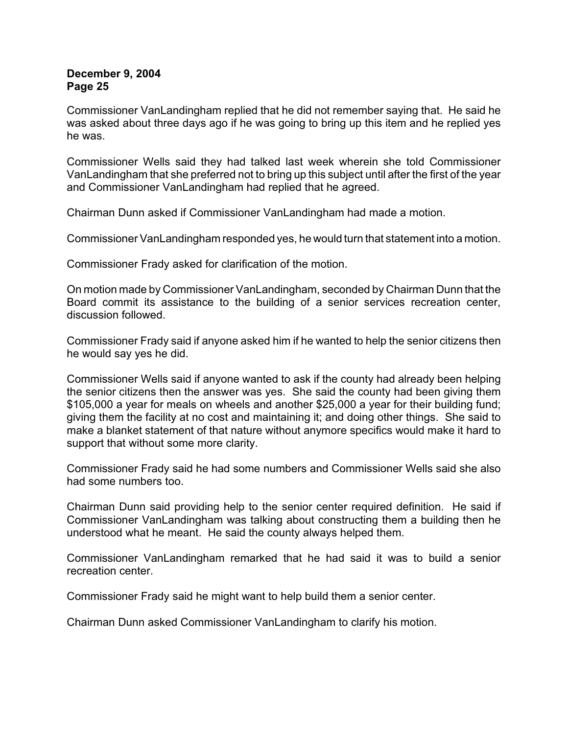Commissioner VanLandingham replied that he did not remember saying that. He said he was asked about three days ago if he was going to bring up this item and he replied yes he was.

Commissioner Wells said they had talked last week wherein she told Commissioner VanLandingham that she preferred not to bring up this subject until after the first of the year and Commissioner VanLandingham had replied that he agreed.

Chairman Dunn asked if Commissioner VanLandingham had made a motion.

Commissioner VanLandingham responded yes, he would turn that statement into a motion.

Commissioner Frady asked for clarification of the motion.

On motion made by Commissioner VanLandingham, seconded by Chairman Dunn that the Board commit its assistance to the building of a senior services recreation center, discussion followed.

Commissioner Frady said if anyone asked him if he wanted to help the senior citizens then he would say yes he did.

Commissioner Wells said if anyone wanted to ask if the county had already been helping the senior citizens then the answer was yes. She said the county had been giving them $105,000 a year for meals on wheels and another $25,000 a year for their building fund; giving them the facility at no cost and maintaining it; and doing other things. She said to make a blanket statement of that nature without anymore specifics would make it hard to support that without some more clarity.

Commissioner Frady said he had some numbers and Commissioner Wells said she also had some numbers too.

Chairman Dunn said providing help to the senior center required definition. He said if Commissioner VanLandingham was talking about constructing them a building then he understood what he meant. He said the county always helped them.

Commissioner VanLandingham remarked that he had said it was to build a senior recreation center.

Commissioner Frady said he might want to help build them a senior center.

Chairman Dunn asked Commissioner VanLandingham to clarify his motion.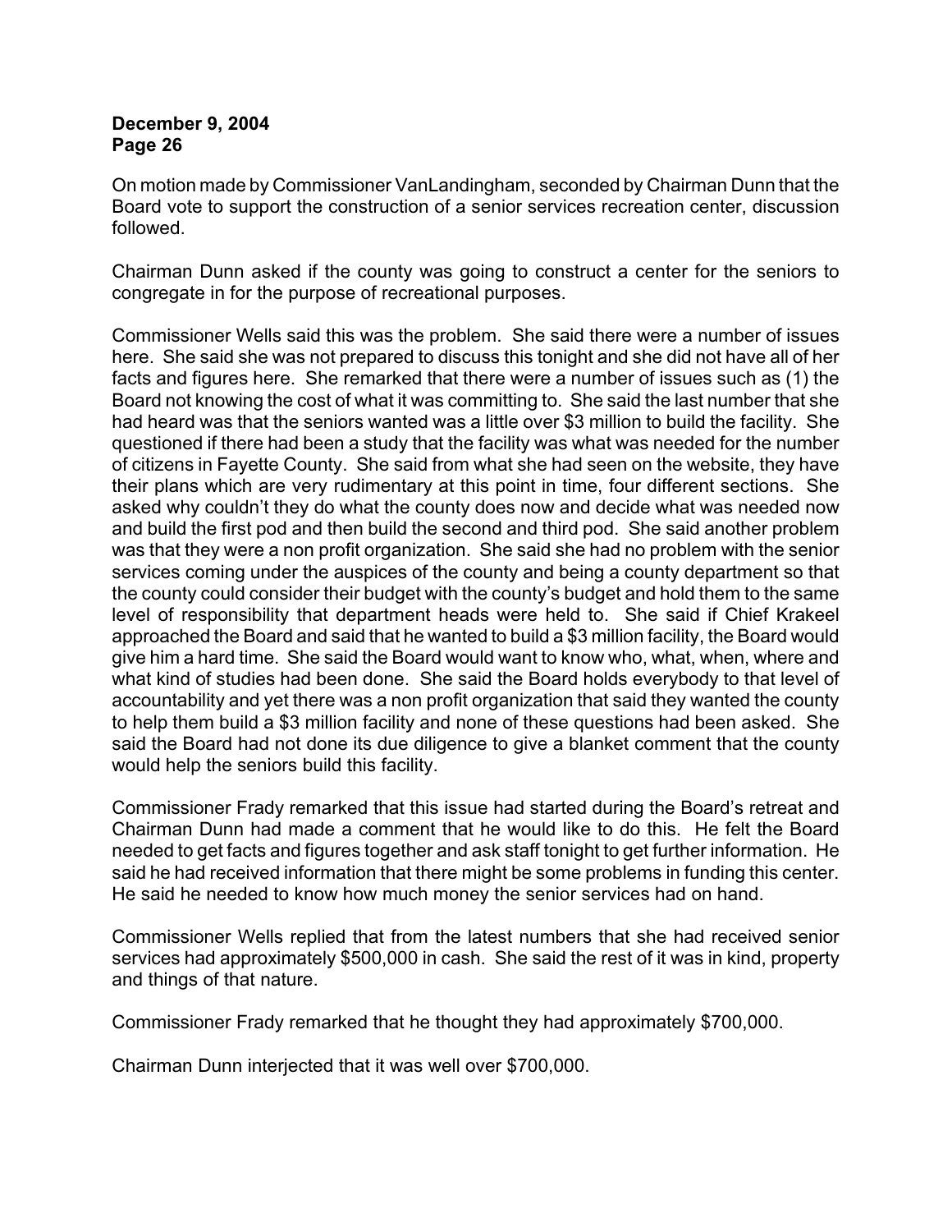On motion made by Commissioner VanLandingham, seconded by Chairman Dunn that the Board vote to support the construction of a senior services recreation center, discussion followed.

Chairman Dunn asked if the county was going to construct a center for the seniors to congregate in for the purpose of recreational purposes.

Commissioner Wells said this was the problem. She said there were a number of issues here. She said she was not prepared to discuss this tonight and she did not have all of her facts and figures here. She remarked that there were a number of issues such as (1) the Board not knowing the cost of what it was committing to. She said the last number that she had heard was that the seniors wanted was a little over $3 million to build the facility. She questioned if there had been a study that the facility was what was needed for the number of citizens in Fayette County. She said from what she had seen on the website, they have their plans which are very rudimentary at this point in time, four different sections. She asked why couldn't they do what the county does now and decide what was needed now and build the first pod and then build the second and third pod. She said another problem was that they were a non profit organization. She said she had no problem with the senior services coming under the auspices of the county and being a county department so that the county could consider their budget with the county's budget and hold them to the same level of responsibility that department heads were held to. She said if Chief Krakeel approached the Board and said that he wanted to build a $3 million facility, the Board would give him a hard time. She said the Board would want to know who, what, when, where and what kind of studies had been done. She said the Board holds everybody to that level of accountability and yet there was a non profit organization that said they wanted the county to help them build a $3 million facility and none of these questions had been asked. She said the Board had not done its due diligence to give a blanket comment that the county would help the seniors build this facility.

Commissioner Frady remarked that this issue had started during the Board's retreat and Chairman Dunn had made a comment that he would like to do this. He felt the Board needed to get facts and figures together and ask staff tonight to get further information. He said he had received information that there might be some problems in funding this center. He said he needed to know how much money the senior services had on hand.

Commissioner Wells replied that from the latest numbers that she had received senior services had approximately $500,000 in cash. She said the rest of it was in kind, property and things of that nature.

Commissioner Frady remarked that he thought they had approximately $700,000.

Chairman Dunn interjected that it was well over $700,000.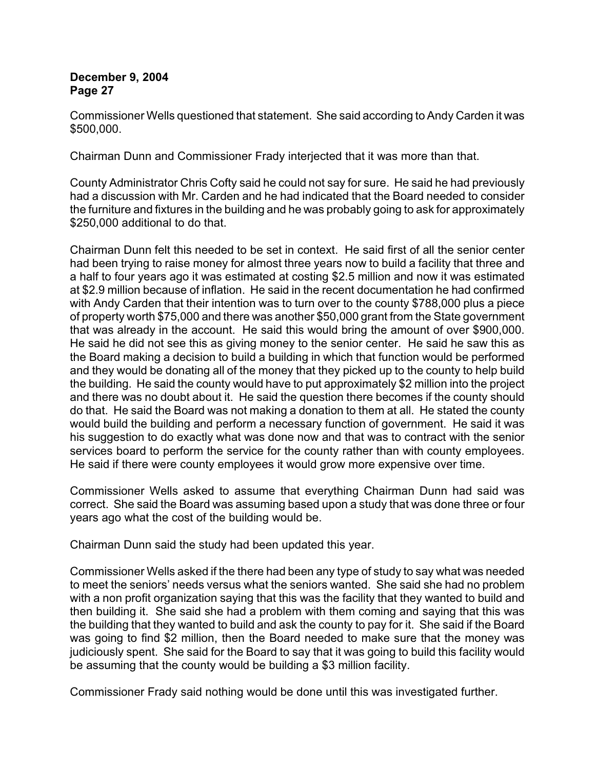Commissioner Wells questioned that statement. She said according to Andy Carden it was $500,000.

Chairman Dunn and Commissioner Frady interjected that it was more than that.

County Administrator Chris Cofty said he could not say for sure. He said he had previously had a discussion with Mr. Carden and he had indicated that the Board needed to consider the furniture and fixtures in the building and he was probably going to ask for approximately $250,000 additional to do that.

Chairman Dunn felt this needed to be set in context. He said first of all the senior center had been trying to raise money for almost three years now to build a facility that three and a half to four years ago it was estimated at costing $2.5 million and now it was estimated at $2.9 million because of inflation. He said in the recent documentation he had confirmed with Andy Carden that their intention was to turn over to the county $788,000 plus a piece of property worth $75,000 and there was another $50,000 grant from the State government that was already in the account. He said this would bring the amount of over $900,000. He said he did not see this as giving money to the senior center. He said he saw this as the Board making a decision to build a building in which that function would be performed and they would be donating all of the money that they picked up to the county to help build the building. He said the county would have to put approximately $2 million into the project and there was no doubt about it. He said the question there becomes if the county should do that. He said the Board was not making a donation to them at all. He stated the county would build the building and perform a necessary function of government. He said it was his suggestion to do exactly what was done now and that was to contract with the senior services board to perform the service for the county rather than with county employees. He said if there were county employees it would grow more expensive over time.

Commissioner Wells asked to assume that everything Chairman Dunn had said was correct. She said the Board was assuming based upon a study that was done three or four years ago what the cost of the building would be.

Chairman Dunn said the study had been updated this year.

Commissioner Wells asked if the there had been any type of study to say what was needed to meet the seniors' needs versus what the seniors wanted. She said she had no problem with a non profit organization saying that this was the facility that they wanted to build and then building it. She said she had a problem with them coming and saying that this was the building that they wanted to build and ask the county to pay for it. She said if the Board was going to find $2 million, then the Board needed to make sure that the money was judiciously spent. She said for the Board to say that it was going to build this facility would be assuming that the county would be building a $3 million facility.

Commissioner Frady said nothing would be done until this was investigated further.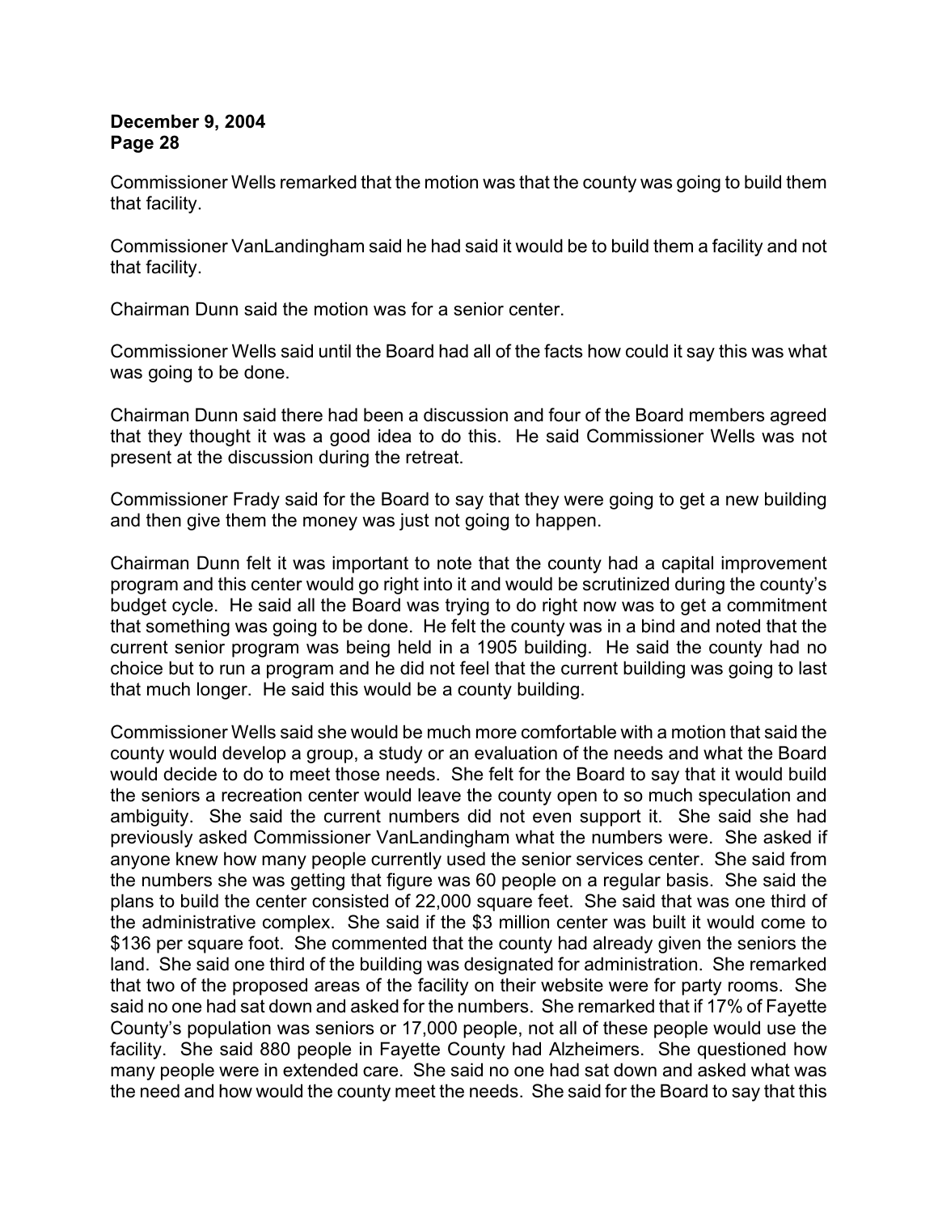Commissioner Wells remarked that the motion was that the county was going to build them that facility.

Commissioner VanLandingham said he had said it would be to build them a facility and not that facility.

Chairman Dunn said the motion was for a senior center.

Commissioner Wells said until the Board had all of the facts how could it say this was what was going to be done.

Chairman Dunn said there had been a discussion and four of the Board members agreed that they thought it was a good idea to do this. He said Commissioner Wells was not present at the discussion during the retreat.

Commissioner Frady said for the Board to say that they were going to get a new building and then give them the money was just not going to happen.

Chairman Dunn felt it was important to note that the county had a capital improvement program and this center would go right into it and would be scrutinized during the county's budget cycle. He said all the Board was trying to do right now was to get a commitment that something was going to be done. He felt the county was in a bind and noted that the current senior program was being held in a 1905 building. He said the county had no choice but to run a program and he did not feel that the current building was going to last that much longer. He said this would be a county building.

Commissioner Wells said she would be much more comfortable with a motion that said the county would develop a group, a study or an evaluation of the needs and what the Board would decide to do to meet those needs. She felt for the Board to say that it would build the seniors a recreation center would leave the county open to so much speculation and ambiguity. She said the current numbers did not even support it. She said she had previously asked Commissioner VanLandingham what the numbers were. She asked if anyone knew how many people currently used the senior services center. She said from the numbers she was getting that figure was 60 people on a regular basis. She said the plans to build the center consisted of 22,000 square feet. She said that was one third of the administrative complex. She said if the $3 million center was built it would come to $136 per square foot. She commented that the county had already given the seniors the land. She said one third of the building was designated for administration. She remarked that two of the proposed areas of the facility on their website were for party rooms. She said no one had sat down and asked for the numbers. She remarked that if 17% of Fayette County's population was seniors or 17,000 people, not all of these people would use the facility. She said 880 people in Fayette County had Alzheimers. She questioned how many people were in extended care. She said no one had sat down and asked what was the need and how would the county meet the needs. She said for the Board to say that this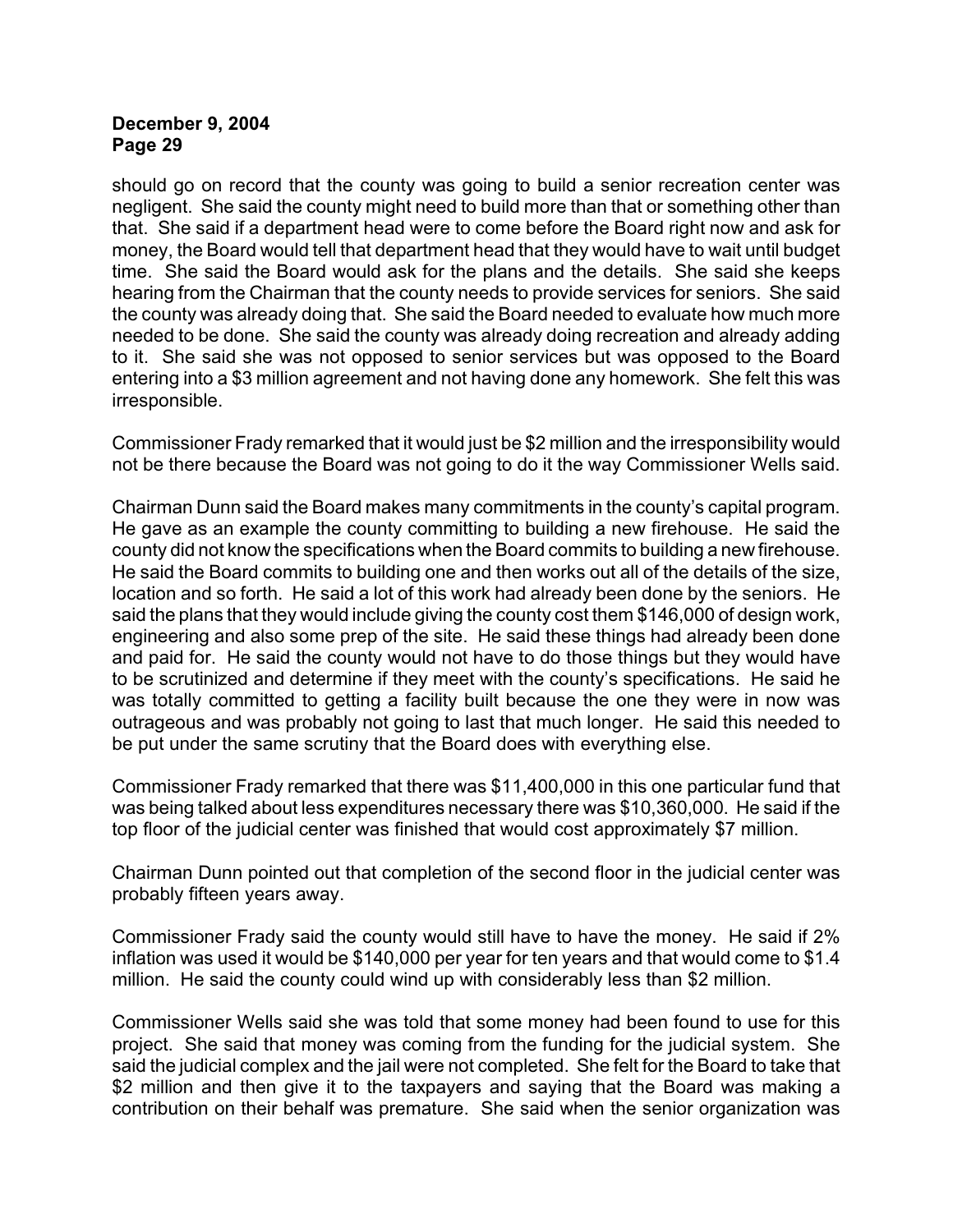should go on record that the county was going to build a senior recreation center was negligent. She said the county might need to build more than that or something other than that. She said if a department head were to come before the Board right now and ask for money, the Board would tell that department head that they would have to wait until budget time. She said the Board would ask for the plans and the details. She said she keeps hearing from the Chairman that the county needs to provide services for seniors. She said the county was already doing that. She said the Board needed to evaluate how much more needed to be done. She said the county was already doing recreation and already adding to it. She said she was not opposed to senior services but was opposed to the Board entering into a $3 million agreement and not having done any homework. She felt this was irresponsible.

Commissioner Frady remarked that it would just be $2 million and the irresponsibility would not be there because the Board was not going to do it the way Commissioner Wells said.

Chairman Dunn said the Board makes many commitments in the county's capital program. He gave as an example the county committing to building a new firehouse. He said the county did not know the specifications when the Board commits to building a new firehouse. He said the Board commits to building one and then works out all of the details of the size, location and so forth. He said a lot of this work had already been done by the seniors. He said the plans that they would include giving the county cost them $146,000 of design work, engineering and also some prep of the site. He said these things had already been done and paid for. He said the county would not have to do those things but they would have to be scrutinized and determine if they meet with the county's specifications. He said he was totally committed to getting a facility built because the one they were in now was outrageous and was probably not going to last that much longer. He said this needed to be put under the same scrutiny that the Board does with everything else.

Commissioner Frady remarked that there was $11,400,000 in this one particular fund that was being talked about less expenditures necessary there was $10,360,000. He said if the top floor of the judicial center was finished that would cost approximately $7 million.

Chairman Dunn pointed out that completion of the second floor in the judicial center was probably fifteen years away.

Commissioner Frady said the county would still have to have the money. He said if 2% inflation was used it would be $140,000 per year for ten years and that would come to $1.4 million. He said the county could wind up with considerably less than $2 million.

Commissioner Wells said she was told that some money had been found to use for this project. She said that money was coming from the funding for the judicial system. She said the judicial complex and the jail were not completed. She felt for the Board to take that $2 million and then give it to the taxpayers and saying that the Board was making a contribution on their behalf was premature. She said when the senior organization was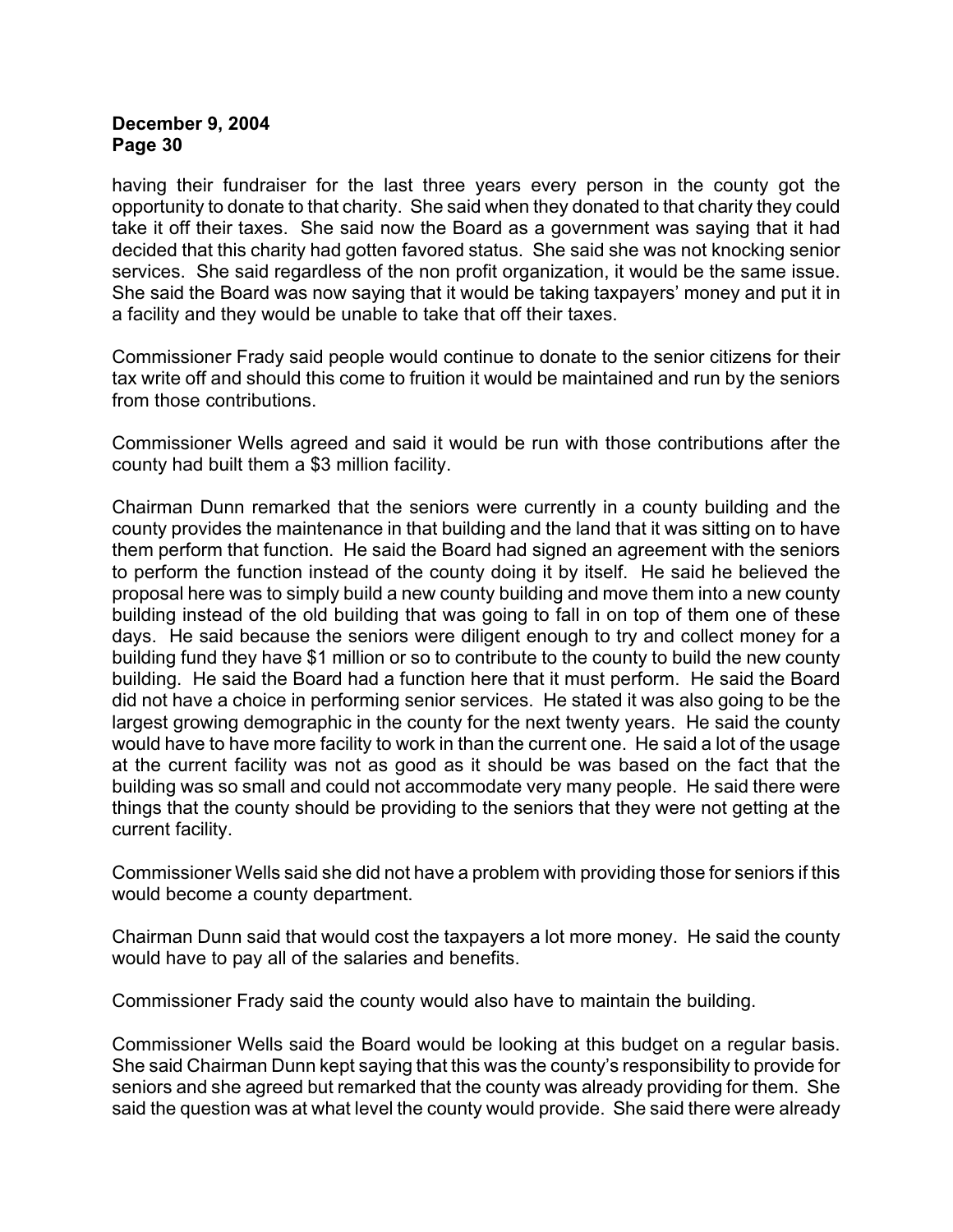having their fundraiser for the last three years every person in the county got the opportunity to donate to that charity. She said when they donated to that charity they could take it off their taxes. She said now the Board as a government was saying that it had decided that this charity had gotten favored status. She said she was not knocking senior services. She said regardless of the non profit organization, it would be the same issue. She said the Board was now saying that it would be taking taxpayers' money and put it in a facility and they would be unable to take that off their taxes.

Commissioner Frady said people would continue to donate to the senior citizens for their tax write off and should this come to fruition it would be maintained and run by the seniors from those contributions.

Commissioner Wells agreed and said it would be run with those contributions after the county had built them a $3 million facility.

Chairman Dunn remarked that the seniors were currently in a county building and the county provides the maintenance in that building and the land that it was sitting on to have them perform that function. He said the Board had signed an agreement with the seniors to perform the function instead of the county doing it by itself. He said he believed the proposal here was to simply build a new county building and move them into a new county building instead of the old building that was going to fall in on top of them one of these days. He said because the seniors were diligent enough to try and collect money for a building fund they have $1 million or so to contribute to the county to build the new county building. He said the Board had a function here that it must perform. He said the Board did not have a choice in performing senior services. He stated it was also going to be the largest growing demographic in the county for the next twenty years. He said the county would have to have more facility to work in than the current one. He said a lot of the usage at the current facility was not as good as it should be was based on the fact that the building was so small and could not accommodate very many people. He said there were things that the county should be providing to the seniors that they were not getting at the current facility.

Commissioner Wells said she did not have a problem with providing those for seniors if this would become a county department.

Chairman Dunn said that would cost the taxpayers a lot more money. He said the county would have to pay all of the salaries and benefits.

Commissioner Frady said the county would also have to maintain the building.

Commissioner Wells said the Board would be looking at this budget on a regular basis. She said Chairman Dunn kept saying that this was the county's responsibility to provide for seniors and she agreed but remarked that the county was already providing for them. She said the question was at what level the county would provide. She said there were already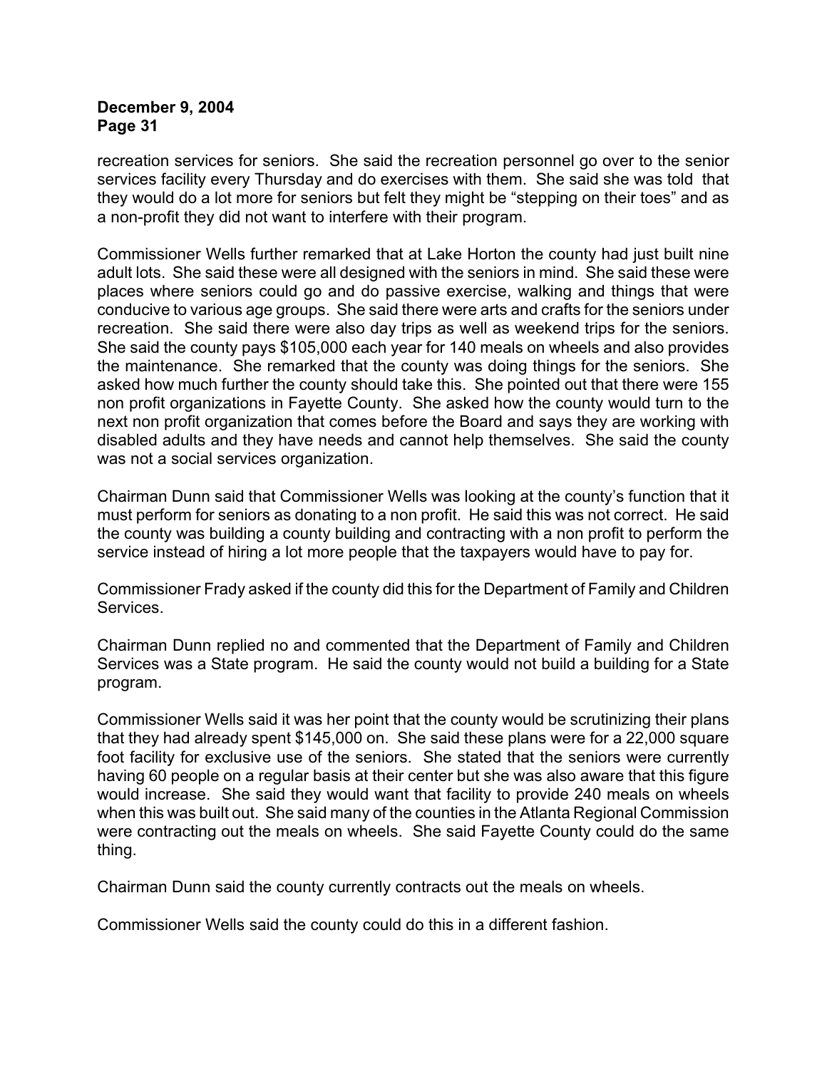recreation services for seniors. She said the recreation personnel go over to the senior services facility every Thursday and do exercises with them. She said she was told that they would do a lot more for seniors but felt they might be "stepping on their toes" and as a non-profit they did not want to interfere with their program.

Commissioner Wells further remarked that at Lake Horton the county had just built nine adult lots. She said these were all designed with the seniors in mind. She said these were places where seniors could go and do passive exercise, walking and things that were conducive to various age groups. She said there were arts and crafts for the seniors under recreation. She said there were also day trips as well as weekend trips for the seniors. She said the county pays $105,000 each year for 140 meals on wheels and also provides the maintenance. She remarked that the county was doing things for the seniors. She asked how much further the county should take this. She pointed out that there were 155 non profit organizations in Fayette County. She asked how the county would turn to the next non profit organization that comes before the Board and says they are working with disabled adults and they have needs and cannot help themselves. She said the county was not a social services organization.

Chairman Dunn said that Commissioner Wells was looking at the county's function that it must perform for seniors as donating to a non profit. He said this was not correct. He said the county was building a county building and contracting with a non profit to perform the service instead of hiring a lot more people that the taxpayers would have to pay for.

Commissioner Frady asked if the county did this for the Department of Family and Children Services.

Chairman Dunn replied no and commented that the Department of Family and Children Services was a State program. He said the county would not build a building for a State program.

Commissioner Wells said it was her point that the county would be scrutinizing their plans that they had already spent $145,000 on. She said these plans were for a 22,000 square foot facility for exclusive use of the seniors. She stated that the seniors were currently having 60 people on a regular basis at their center but she was also aware that this figure would increase. She said they would want that facility to provide 240 meals on wheels when this was built out. She said many of the counties in the Atlanta Regional Commission were contracting out the meals on wheels. She said Fayette County could do the same thing.

Chairman Dunn said the county currently contracts out the meals on wheels.

Commissioner Wells said the county could do this in a different fashion.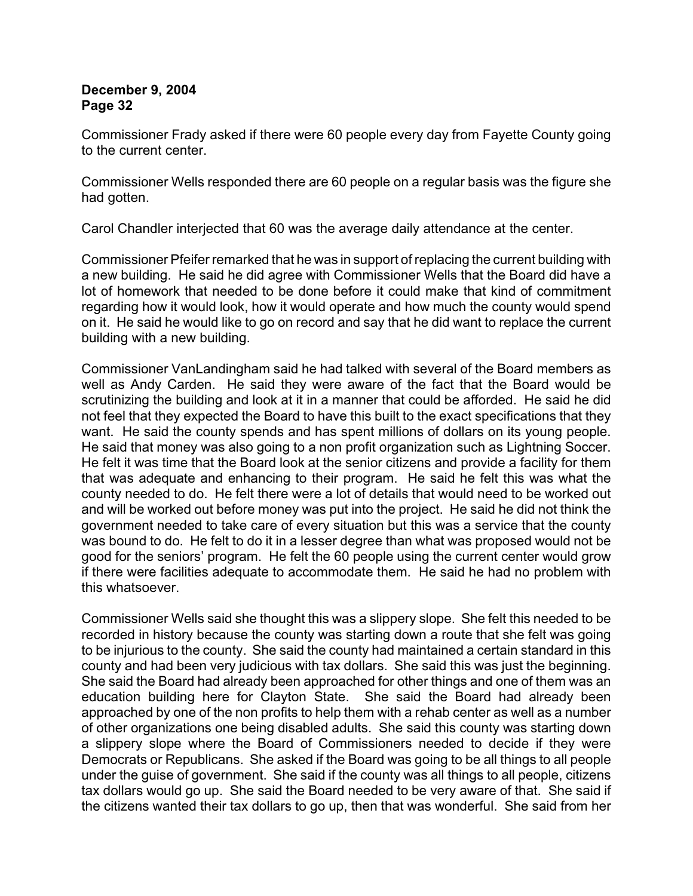Commissioner Frady asked if there were 60 people every day from Fayette County going to the current center.

Commissioner Wells responded there are 60 people on a regular basis was the figure she had gotten.

Carol Chandler interjected that 60 was the average daily attendance at the center.

Commissioner Pfeifer remarked that he was in support of replacing the current building with a new building. He said he did agree with Commissioner Wells that the Board did have a lot of homework that needed to be done before it could make that kind of commitment regarding how it would look, how it would operate and how much the county would spend on it. He said he would like to go on record and say that he did want to replace the current building with a new building.

Commissioner VanLandingham said he had talked with several of the Board members as well as Andy Carden. He said they were aware of the fact that the Board would be scrutinizing the building and look at it in a manner that could be afforded. He said he did not feel that they expected the Board to have this built to the exact specifications that they want. He said the county spends and has spent millions of dollars on its young people. He said that money was also going to a non profit organization such as Lightning Soccer. He felt it was time that the Board look at the senior citizens and provide a facility for them that was adequate and enhancing to their program. He said he felt this was what the county needed to do. He felt there were a lot of details that would need to be worked out and will be worked out before money was put into the project. He said he did not think the government needed to take care of every situation but this was a service that the county was bound to do. He felt to do it in a lesser degree than what was proposed would not be good for the seniors' program. He felt the 60 people using the current center would grow if there were facilities adequate to accommodate them. He said he had no problem with this whatsoever.

Commissioner Wells said she thought this was a slippery slope. She felt this needed to be recorded in history because the county was starting down a route that she felt was going to be injurious to the county. She said the county had maintained a certain standard in this county and had been very judicious with tax dollars. She said this was just the beginning. She said the Board had already been approached for other things and one of them was an education building here for Clayton State. She said the Board had already been approached by one of the non profits to help them with a rehab center as well as a number of other organizations one being disabled adults. She said this county was starting down a slippery slope where the Board of Commissioners needed to decide if they were Democrats or Republicans. She asked if the Board was going to be all things to all people under the guise of government. She said if the county was all things to all people, citizens tax dollars would go up. She said the Board needed to be very aware of that. She said if the citizens wanted their tax dollars to go up, then that was wonderful. She said from her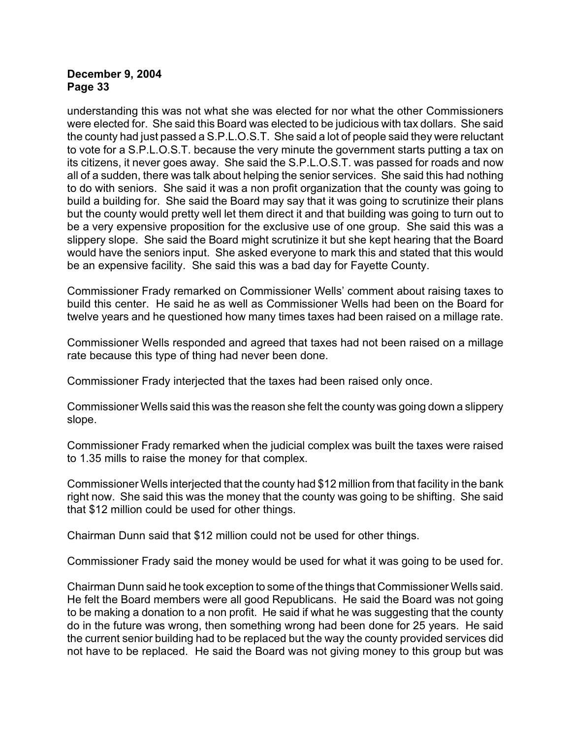understanding this was not what she was elected for nor what the other Commissioners were elected for. She said this Board was elected to be judicious with tax dollars. She said the county had just passed a S.P.L.O.S.T. She said a lot of people said they were reluctant to vote for a S.P.L.O.S.T. because the very minute the government starts putting a tax on its citizens, it never goes away. She said the S.P.L.O.S.T. was passed for roads and now all of a sudden, there was talk about helping the senior services. She said this had nothing to do with seniors. She said it was a non profit organization that the county was going to build a building for. She said the Board may say that it was going to scrutinize their plans but the county would pretty well let them direct it and that building was going to turn out to be a very expensive proposition for the exclusive use of one group. She said this was a slippery slope. She said the Board might scrutinize it but she kept hearing that the Board would have the seniors input. She asked everyone to mark this and stated that this would be an expensive facility. She said this was a bad day for Fayette County.

Commissioner Frady remarked on Commissioner Wells' comment about raising taxes to build this center. He said he as well as Commissioner Wells had been on the Board for twelve years and he questioned how many times taxes had been raised on a millage rate.

Commissioner Wells responded and agreed that taxes had not been raised on a millage rate because this type of thing had never been done.

Commissioner Frady interjected that the taxes had been raised only once.

Commissioner Wells said this was the reason she felt the county was going down a slippery slope.

Commissioner Frady remarked when the judicial complex was built the taxes were raised to 1.35 mills to raise the money for that complex.

Commissioner Wells interjected that the county had $12 million from that facility in the bank right now. She said this was the money that the county was going to be shifting. She said that $12 million could be used for other things.

Chairman Dunn said that $12 million could not be used for other things.

Commissioner Frady said the money would be used for what it was going to be used for.

Chairman Dunn said he took exception to some of the things that Commissioner Wells said. He felt the Board members were all good Republicans. He said the Board was not going to be making a donation to a non profit. He said if what he was suggesting that the county do in the future was wrong, then something wrong had been done for 25 years. He said the current senior building had to be replaced but the way the county provided services did not have to be replaced. He said the Board was not giving money to this group but was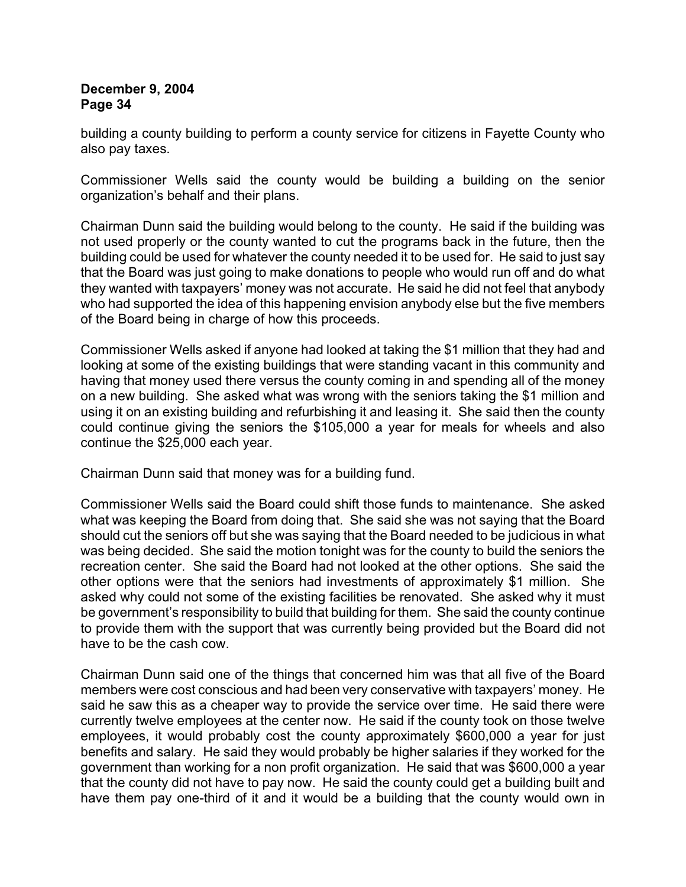building a county building to perform a county service for citizens in Fayette County who also pay taxes.

Commissioner Wells said the county would be building a building on the senior organization's behalf and their plans.

Chairman Dunn said the building would belong to the county. He said if the building was not used properly or the county wanted to cut the programs back in the future, then the building could be used for whatever the county needed it to be used for. He said to just say that the Board was just going to make donations to people who would run off and do what they wanted with taxpayers' money was not accurate. He said he did not feel that anybody who had supported the idea of this happening envision anybody else but the five members of the Board being in charge of how this proceeds.

Commissioner Wells asked if anyone had looked at taking the $1 million that they had and looking at some of the existing buildings that were standing vacant in this community and having that money used there versus the county coming in and spending all of the money on a new building. She asked what was wrong with the seniors taking the $1 million and using it on an existing building and refurbishing it and leasing it. She said then the county could continue giving the seniors the $105,000 a year for meals for wheels and also continue the $25,000 each year.

Chairman Dunn said that money was for a building fund.

Commissioner Wells said the Board could shift those funds to maintenance. She asked what was keeping the Board from doing that. She said she was not saying that the Board should cut the seniors off but she was saying that the Board needed to be judicious in what was being decided. She said the motion tonight was for the county to build the seniors the recreation center. She said the Board had not looked at the other options. She said the other options were that the seniors had investments of approximately $1 million. She asked why could not some of the existing facilities be renovated. She asked why it must be government's responsibility to build that building for them. She said the county continue to provide them with the support that was currently being provided but the Board did not have to be the cash cow.

Chairman Dunn said one of the things that concerned him was that all five of the Board members were cost conscious and had been very conservative with taxpayers' money. He said he saw this as a cheaper way to provide the service over time. He said there were currently twelve employees at the center now. He said if the county took on those twelve employees, it would probably cost the county approximately $600,000 a year for just benefits and salary. He said they would probably be higher salaries if they worked for the government than working for a non profit organization. He said that was $600,000 a year that the county did not have to pay now. He said the county could get a building built and have them pay one-third of it and it would be a building that the county would own in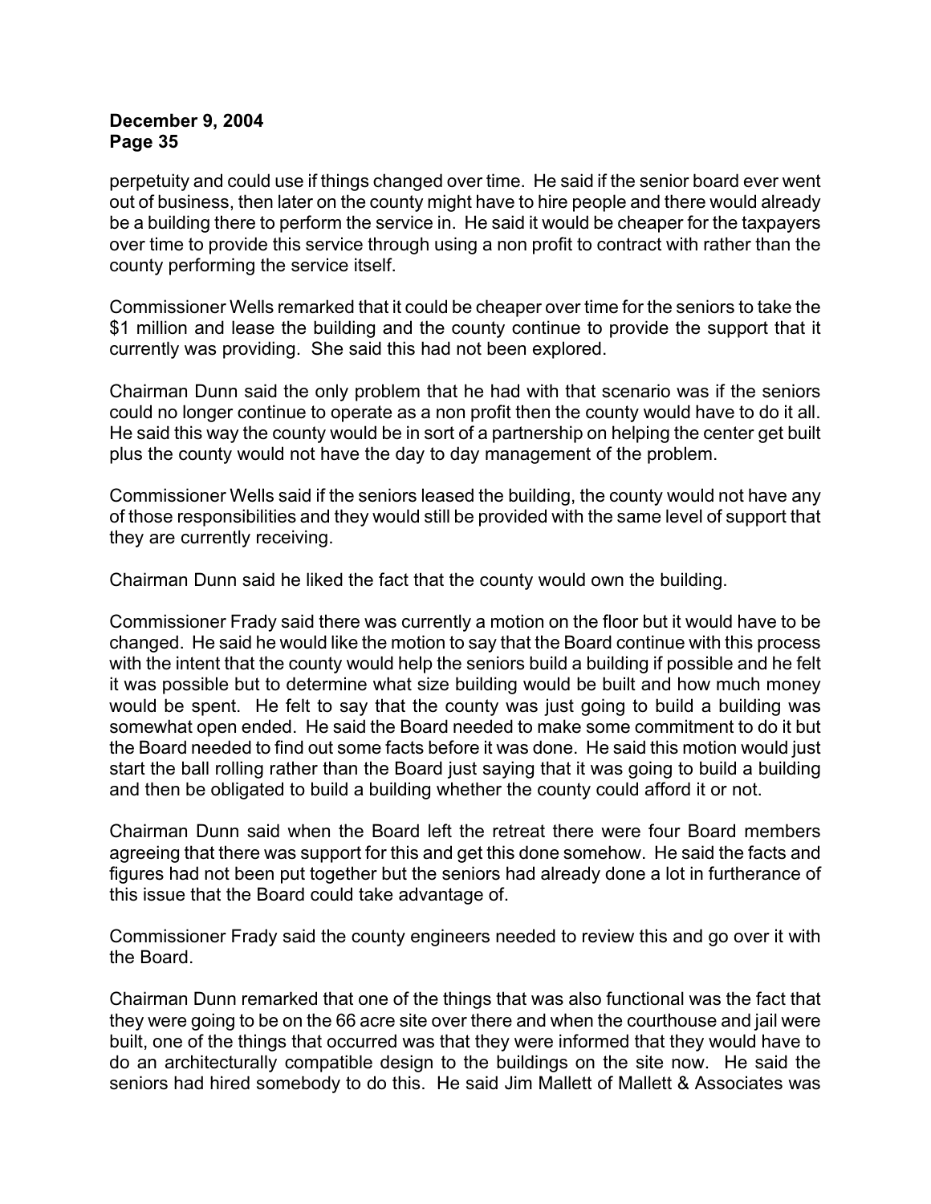perpetuity and could use if things changed over time. He said if the senior board ever went out of business, then later on the county might have to hire people and there would already be a building there to perform the service in. He said it would be cheaper for the taxpayers over time to provide this service through using a non profit to contract with rather than the county performing the service itself.

Commissioner Wells remarked that it could be cheaper over time for the seniors to take the $1 million and lease the building and the county continue to provide the support that it currently was providing. She said this had not been explored.

Chairman Dunn said the only problem that he had with that scenario was if the seniors could no longer continue to operate as a non profit then the county would have to do it all. He said this way the county would be in sort of a partnership on helping the center get built plus the county would not have the day to day management of the problem.

Commissioner Wells said if the seniors leased the building, the county would not have any of those responsibilities and they would still be provided with the same level of support that they are currently receiving.

Chairman Dunn said he liked the fact that the county would own the building.

Commissioner Frady said there was currently a motion on the floor but it would have to be changed. He said he would like the motion to say that the Board continue with this process with the intent that the county would help the seniors build a building if possible and he felt it was possible but to determine what size building would be built and how much money would be spent. He felt to say that the county was just going to build a building was somewhat open ended. He said the Board needed to make some commitment to do it but the Board needed to find out some facts before it was done. He said this motion would just start the ball rolling rather than the Board just saying that it was going to build a building and then be obligated to build a building whether the county could afford it or not.

Chairman Dunn said when the Board left the retreat there were four Board members agreeing that there was support for this and get this done somehow. He said the facts and figures had not been put together but the seniors had already done a lot in furtherance of this issue that the Board could take advantage of.

Commissioner Frady said the county engineers needed to review this and go over it with the Board.

Chairman Dunn remarked that one of the things that was also functional was the fact that they were going to be on the 66 acre site over there and when the courthouse and jail were built, one of the things that occurred was that they were informed that they would have to do an architecturally compatible design to the buildings on the site now. He said the seniors had hired somebody to do this. He said Jim Mallett of Mallett & Associates was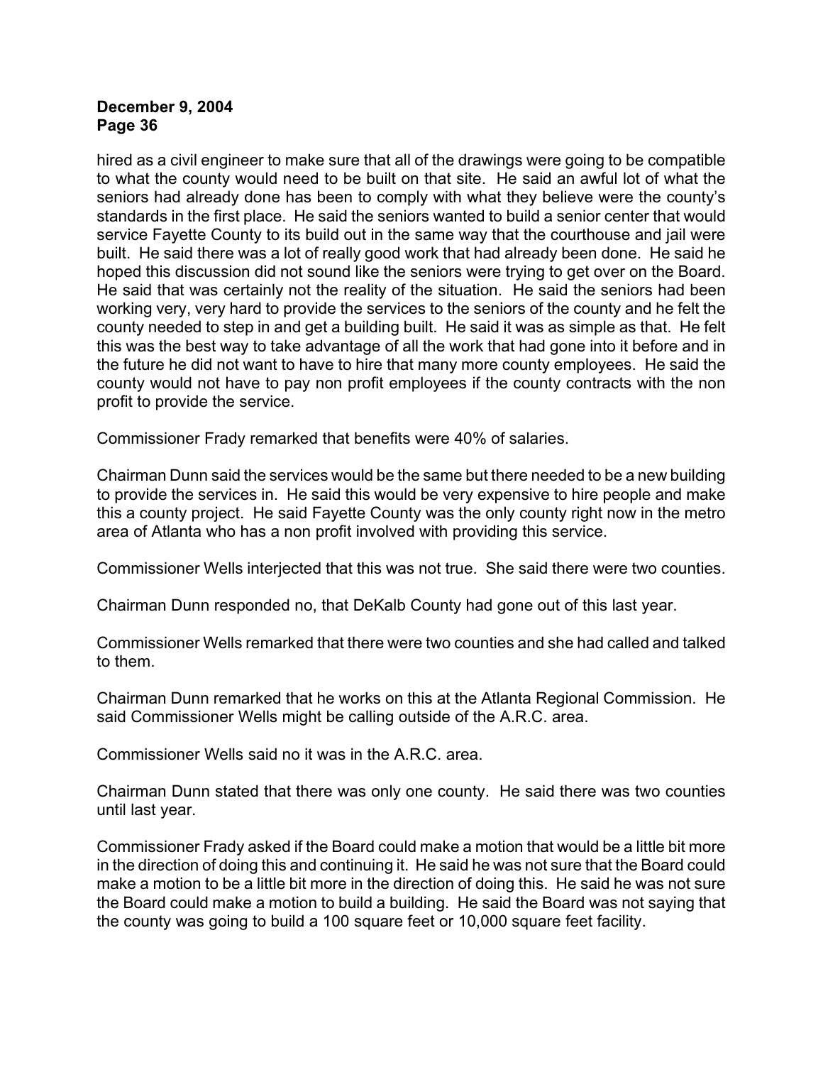hired as a civil engineer to make sure that all of the drawings were going to be compatible to what the county would need to be built on that site. He said an awful lot of what the seniors had already done has been to comply with what they believe were the county's standards in the first place. He said the seniors wanted to build a senior center that would service Fayette County to its build out in the same way that the courthouse and jail were built. He said there was a lot of really good work that had already been done. He said he hoped this discussion did not sound like the seniors were trying to get over on the Board. He said that was certainly not the reality of the situation. He said the seniors had been working very, very hard to provide the services to the seniors of the county and he felt the county needed to step in and get a building built. He said it was as simple as that. He felt this was the best way to take advantage of all the work that had gone into it before and in the future he did not want to have to hire that many more county employees. He said the county would not have to pay non profit employees if the county contracts with the non profit to provide the service.

Commissioner Frady remarked that benefits were 40% of salaries.

Chairman Dunn said the services would be the same but there needed to be a new building to provide the services in. He said this would be very expensive to hire people and make this a county project. He said Fayette County was the only county right now in the metro area of Atlanta who has a non profit involved with providing this service.

Commissioner Wells interjected that this was not true. She said there were two counties.

Chairman Dunn responded no, that DeKalb County had gone out of this last year.

Commissioner Wells remarked that there were two counties and she had called and talked to them.

Chairman Dunn remarked that he works on this at the Atlanta Regional Commission. He said Commissioner Wells might be calling outside of the A.R.C. area.

Commissioner Wells said no it was in the A.R.C. area.

Chairman Dunn stated that there was only one county. He said there was two counties until last year.

Commissioner Frady asked if the Board could make a motion that would be a little bit more in the direction of doing this and continuing it. He said he was not sure that the Board could make a motion to be a little bit more in the direction of doing this. He said he was not sure the Board could make a motion to build a building. He said the Board was not saying that the county was going to build a 100 square feet or 10,000 square feet facility.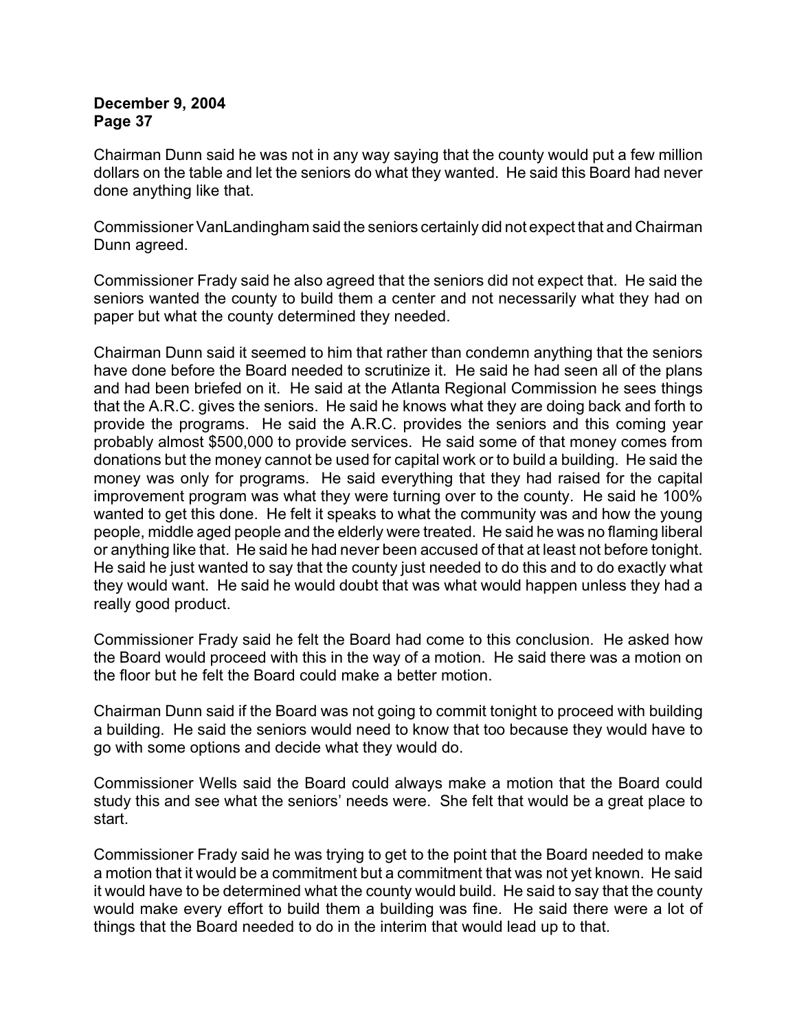Chairman Dunn said he was not in any way saying that the county would put a few million dollars on the table and let the seniors do what they wanted. He said this Board had never done anything like that.

Commissioner VanLandingham said the seniors certainly did not expect that and Chairman Dunn agreed.

Commissioner Frady said he also agreed that the seniors did not expect that. He said the seniors wanted the county to build them a center and not necessarily what they had on paper but what the county determined they needed.

Chairman Dunn said it seemed to him that rather than condemn anything that the seniors have done before the Board needed to scrutinize it. He said he had seen all of the plans and had been briefed on it. He said at the Atlanta Regional Commission he sees things that the A.R.C. gives the seniors. He said he knows what they are doing back and forth to provide the programs. He said the A.R.C. provides the seniors and this coming year probably almost $500,000 to provide services. He said some of that money comes from donations but the money cannot be used for capital work or to build a building. He said the money was only for programs. He said everything that they had raised for the capital improvement program was what they were turning over to the county. He said he 100% wanted to get this done. He felt it speaks to what the community was and how the young people, middle aged people and the elderly were treated. He said he was no flaming liberal or anything like that. He said he had never been accused of that at least not before tonight. He said he just wanted to say that the county just needed to do this and to do exactly what they would want. He said he would doubt that was what would happen unless they had a really good product.

Commissioner Frady said he felt the Board had come to this conclusion. He asked how the Board would proceed with this in the way of a motion. He said there was a motion on the floor but he felt the Board could make a better motion.

Chairman Dunn said if the Board was not going to commit tonight to proceed with building a building. He said the seniors would need to know that too because they would have to go with some options and decide what they would do.

Commissioner Wells said the Board could always make a motion that the Board could study this and see what the seniors' needs were. She felt that would be a great place to start.

Commissioner Frady said he was trying to get to the point that the Board needed to make a motion that it would be a commitment but a commitment that was not yet known. He said it would have to be determined what the county would build. He said to say that the county would make every effort to build them a building was fine. He said there were a lot of things that the Board needed to do in the interim that would lead up to that.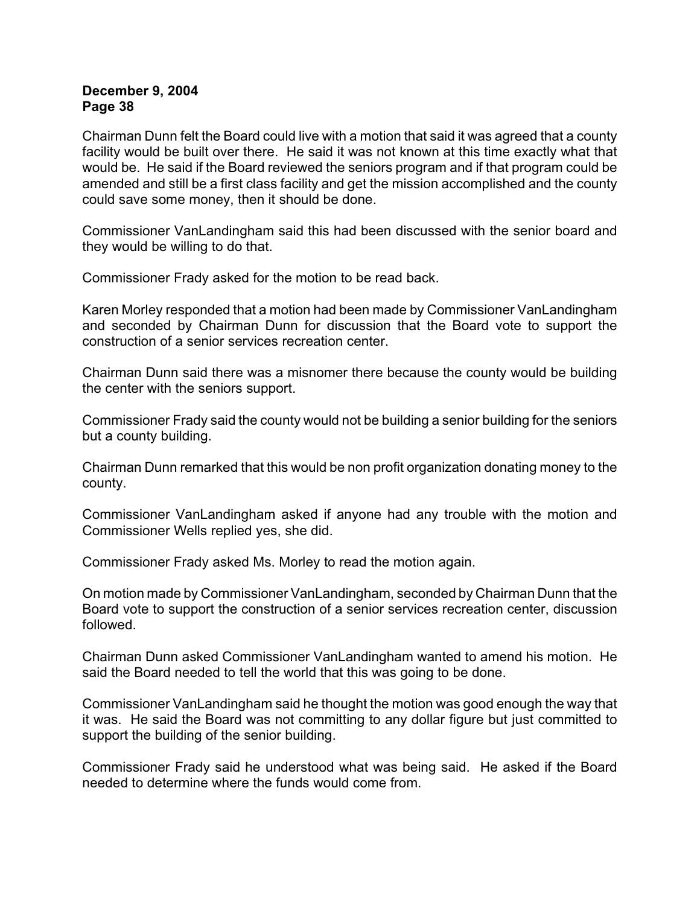Chairman Dunn felt the Board could live with a motion that said it was agreed that a county facility would be built over there. He said it was not known at this time exactly what that would be. He said if the Board reviewed the seniors program and if that program could be amended and still be a first class facility and get the mission accomplished and the county could save some money, then it should be done.

Commissioner VanLandingham said this had been discussed with the senior board and they would be willing to do that.

Commissioner Frady asked for the motion to be read back.

Karen Morley responded that a motion had been made by Commissioner VanLandingham and seconded by Chairman Dunn for discussion that the Board vote to support the construction of a senior services recreation center.

Chairman Dunn said there was a misnomer there because the county would be building the center with the seniors support.

Commissioner Frady said the county would not be building a senior building for the seniors but a county building.

Chairman Dunn remarked that this would be non profit organization donating money to the county.

Commissioner VanLandingham asked if anyone had any trouble with the motion and Commissioner Wells replied yes, she did.

Commissioner Frady asked Ms. Morley to read the motion again.

On motion made by Commissioner VanLandingham, seconded by Chairman Dunn that the Board vote to support the construction of a senior services recreation center, discussion followed.

Chairman Dunn asked Commissioner VanLandingham wanted to amend his motion. He said the Board needed to tell the world that this was going to be done.

Commissioner VanLandingham said he thought the motion was good enough the way that it was. He said the Board was not committing to any dollar figure but just committed to support the building of the senior building.

Commissioner Frady said he understood what was being said. He asked if the Board needed to determine where the funds would come from.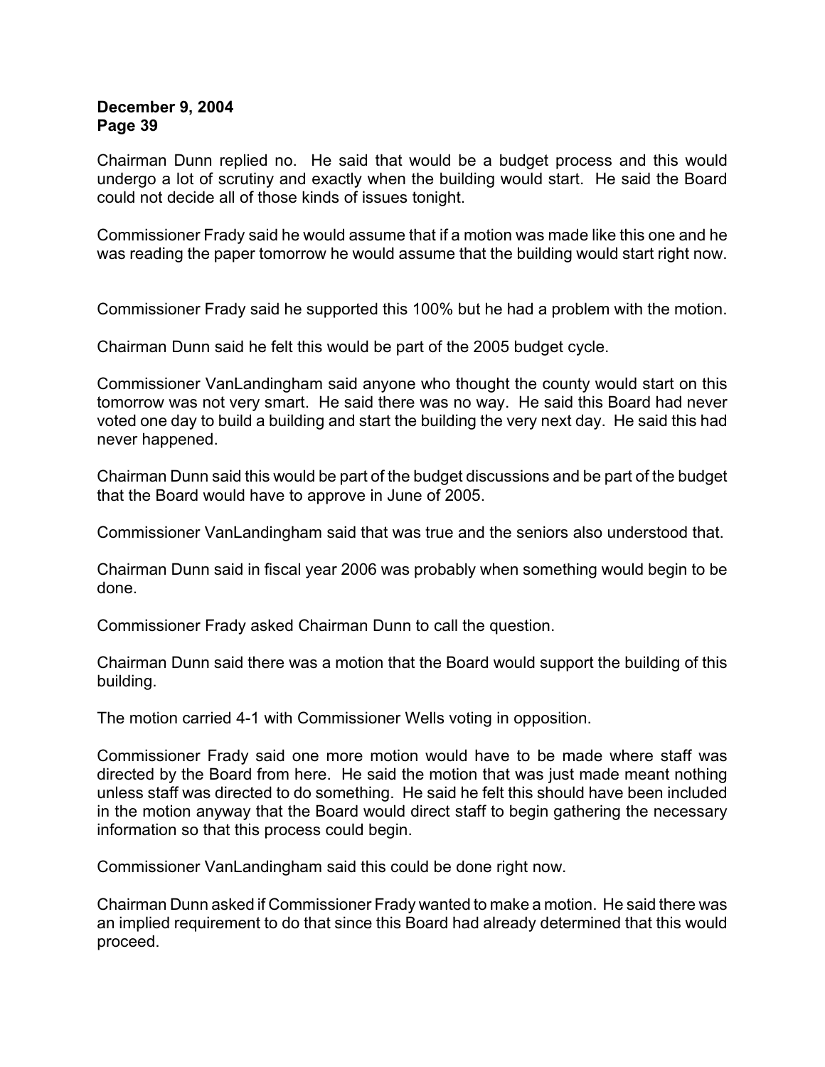Chairman Dunn replied no. He said that would be a budget process and this would undergo a lot of scrutiny and exactly when the building would start. He said the Board could not decide all of those kinds of issues tonight.

Commissioner Frady said he would assume that if a motion was made like this one and he was reading the paper tomorrow he would assume that the building would start right now.

Commissioner Frady said he supported this 100% but he had a problem with the motion.

Chairman Dunn said he felt this would be part of the 2005 budget cycle.

Commissioner VanLandingham said anyone who thought the county would start on this tomorrow was not very smart. He said there was no way. He said this Board had never voted one day to build a building and start the building the very next day. He said this had never happened.

Chairman Dunn said this would be part of the budget discussions and be part of the budget that the Board would have to approve in June of 2005.

Commissioner VanLandingham said that was true and the seniors also understood that.

Chairman Dunn said in fiscal year 2006 was probably when something would begin to be done.

Commissioner Frady asked Chairman Dunn to call the question.

Chairman Dunn said there was a motion that the Board would support the building of this building.

The motion carried 4-1 with Commissioner Wells voting in opposition.

Commissioner Frady said one more motion would have to be made where staff was directed by the Board from here. He said the motion that was just made meant nothing unless staff was directed to do something. He said he felt this should have been included in the motion anyway that the Board would direct staff to begin gathering the necessary information so that this process could begin.

Commissioner VanLandingham said this could be done right now.

Chairman Dunn asked if Commissioner Frady wanted to make a motion. He said there was an implied requirement to do that since this Board had already determined that this would proceed.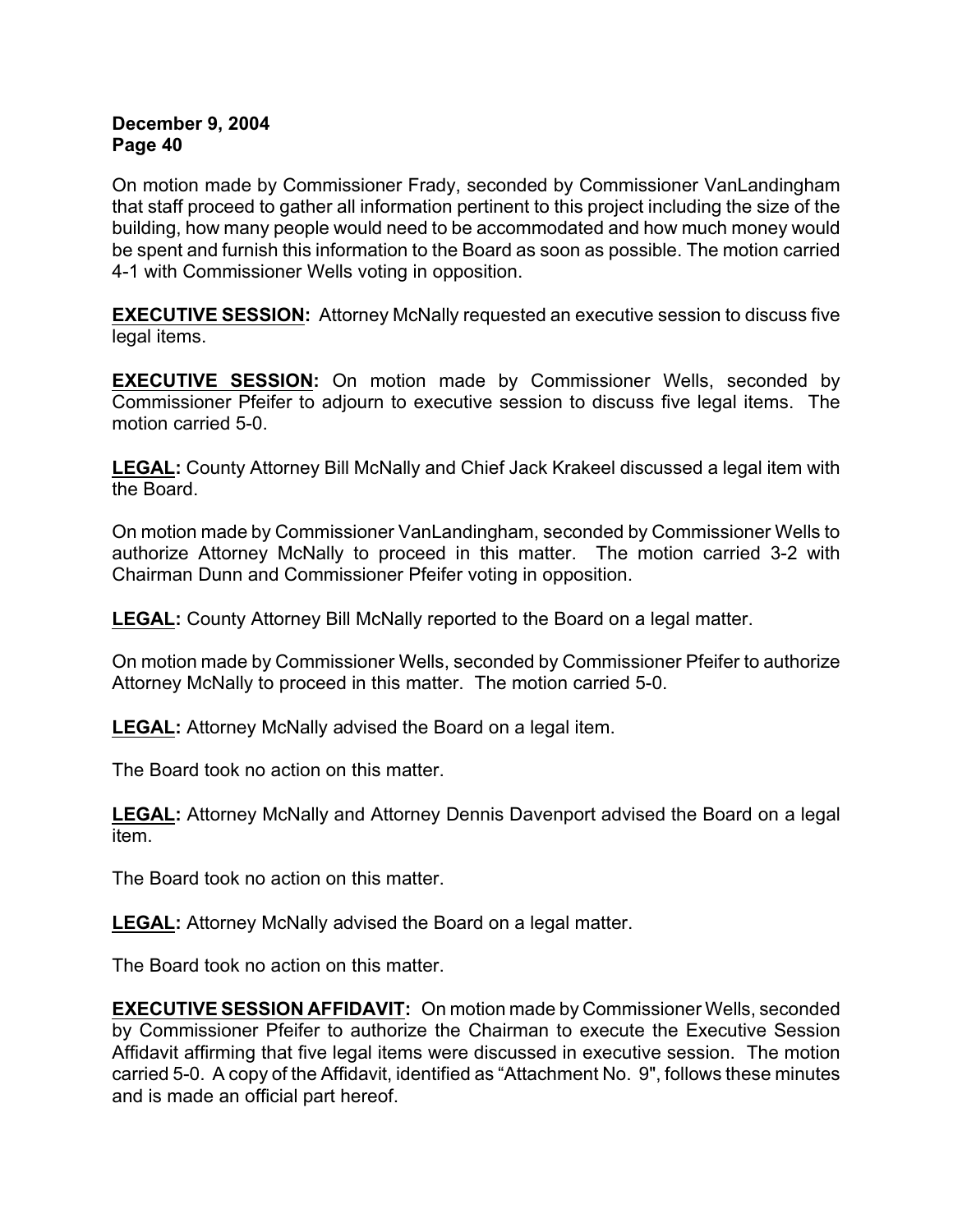On motion made by Commissioner Frady, seconded by Commissioner VanLandingham that staff proceed to gather all information pertinent to this project including the size of the building, how many people would need to be accommodated and how much money would be spent and furnish this information to the Board as soon as possible. The motion carried 4-1 with Commissioner Wells voting in opposition.

**EXECUTIVE SESSION:** Attorney McNally requested an executive session to discuss five legal items.

**EXECUTIVE SESSION:** On motion made by Commissioner Wells, seconded by Commissioner Pfeifer to adjourn to executive session to discuss five legal items. The motion carried 5-0.

**LEGAL:** County Attorney Bill McNally and Chief Jack Krakeel discussed a legal item with the Board.

On motion made by Commissioner VanLandingham, seconded by Commissioner Wells to authorize Attorney McNally to proceed in this matter. The motion carried 3-2 with Chairman Dunn and Commissioner Pfeifer voting in opposition.

**LEGAL:** County Attorney Bill McNally reported to the Board on a legal matter.

On motion made by Commissioner Wells, seconded by Commissioner Pfeifer to authorize Attorney McNally to proceed in this matter. The motion carried 5-0.

**LEGAL:** Attorney McNally advised the Board on a legal item.

The Board took no action on this matter.

**LEGAL:** Attorney McNally and Attorney Dennis Davenport advised the Board on a legal item.

The Board took no action on this matter.

**LEGAL:** Attorney McNally advised the Board on a legal matter.

The Board took no action on this matter.

**EXECUTIVE SESSION AFFIDAVIT:** On motion made by Commissioner Wells, seconded by Commissioner Pfeifer to authorize the Chairman to execute the Executive Session Affidavit affirming that five legal items were discussed in executive session. The motion carried 5-0. A copy of the Affidavit, identified as "Attachment No. 9", follows these minutes and is made an official part hereof.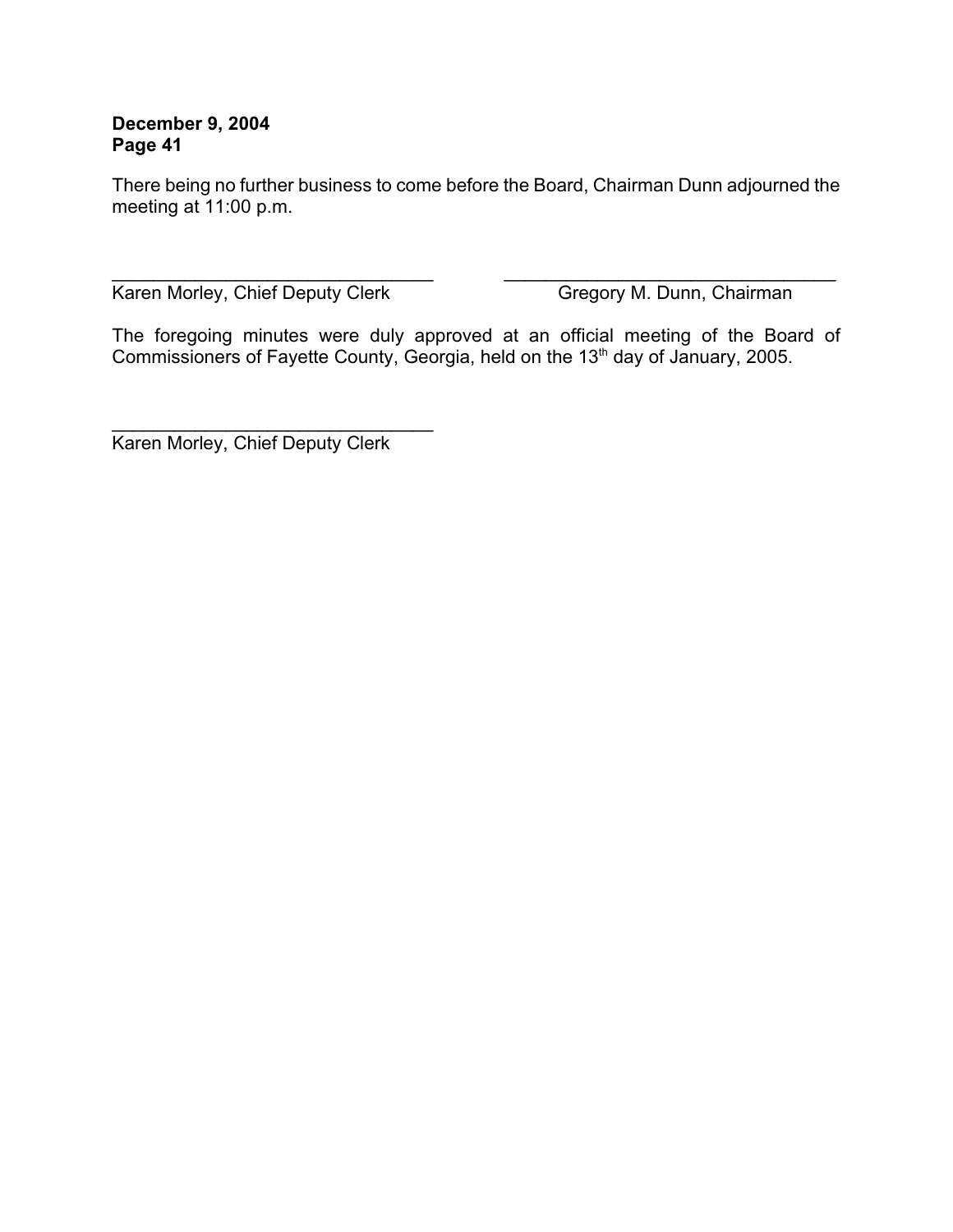There being no further business to come before the Board, Chairman Dunn adjourned the meeting at 11:00 p.m.

\_\_\_\_\_\_\_\_\_\_\_\_\_\_\_\_\_\_\_\_\_\_\_\_\_\_\_\_\_\_\_\_ \_\_\_\_\_\_\_\_\_\_\_\_\_\_\_\_\_\_\_\_\_\_\_\_\_\_\_\_\_\_\_\_\_\_

Karen Morley, Chief Deputy Clerk Gregory M. Dunn, Chairman

The foregoing minutes were duly approved at an official meeting of the Board of Commissioners of Fayette County, Georgia, held on the 13th day of January, 2005.

\_\_\_\_\_\_\_\_\_\_\_\_\_\_\_\_\_\_\_\_\_\_\_\_\_\_\_\_\_\_\_\_

Karen Morley, Chief Deputy Clerk